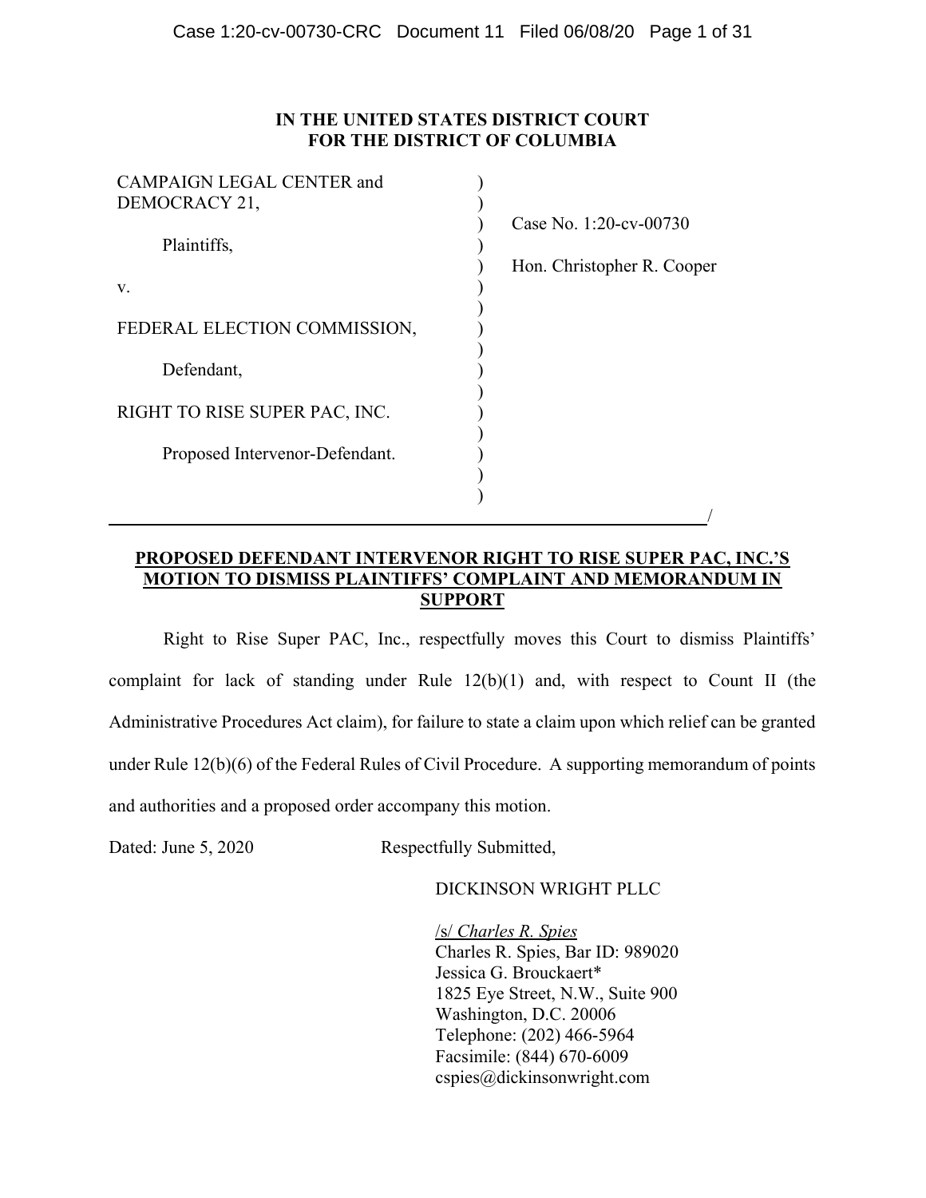**IN THE UNITED STATES DISTRICT COURT**
**FOR THE DISTRICT OF COLUMBIA**

| | |
|---|---|
| CAMPAIGN LEGAL CENTER and DEMOCRACY 21,<br><br>Plaintiffs,<br><br>v.<br><br>FEDERAL ELECTION COMMISSION,<br><br>Defendant,<br><br>RIGHT TO RISE SUPER PAC, INC.<br><br>Proposed Intervenor-Defendant. | Case No. 1:20-cv-00730<br><br>Hon. Christopher R. Cooper |

**PROPOSED DEFENDANT INTERVENOR RIGHT TO RISE SUPER PAC, INC.'S MOTION TO DISMISS PLAINTIFFS' COMPLAINT AND MEMORANDUM IN SUPPORT**

Right to Rise Super PAC, Inc., respectfully moves this Court to dismiss Plaintiffs' complaint for lack of standing under Rule 12(b)(1) and, with respect to Count II (the Administrative Procedures Act claim), for failure to state a claim upon which relief can be granted under Rule 12(b)(6) of the Federal Rules of Civil Procedure. A supporting memorandum of points and authorities and a proposed order accompany this motion.

Dated: June 5, 2020

Respectfully Submitted,

DICKINSON WRIGHT PLLC

/s/ *Charles R. Spies*
Charles R. Spies, Bar ID: 989020
Jessica G. Brouckaert*
1825 Eye Street, N.W., Suite 900
Washington, D.C. 20006
Telephone: (202) 466-5964
Facsimile: (844) 670-6009
cspies@dickinsonwright.com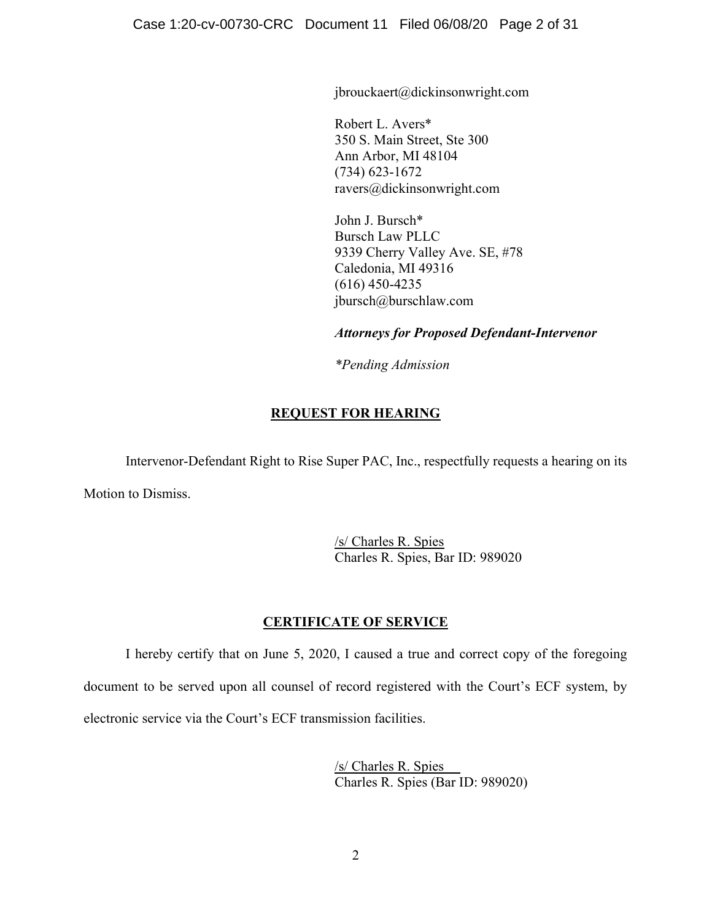jbrouckaert@dickinsonwright.com

Robert L. Avers*
350 S. Main Street, Ste 300
Ann Arbor, MI 48104
(734) 623-1672
ravers@dickinsonwright.com

John J. Bursch*
Bursch Law PLLC
9339 Cherry Valley Ave. SE, #78
Caledonia, MI 49316
(616) 450-4235
jbursch@burschlaw.com

***Attorneys for Proposed Defendant-Intervenor***

*\*Pending Admission*

## REQUEST FOR HEARING

Intervenor-Defendant Right to Rise Super PAC, Inc., respectfully requests a hearing on its Motion to Dismiss.

/s/ Charles R. Spies
Charles R. Spies, Bar ID: 989020

## CERTIFICATE OF SERVICE

I hereby certify that on June 5, 2020, I caused a true and correct copy of the foregoing document to be served upon all counsel of record registered with the Court's ECF system, by electronic service via the Court's ECF transmission facilities.

/s/ Charles R. Spies
Charles R. Spies (Bar ID: 989020)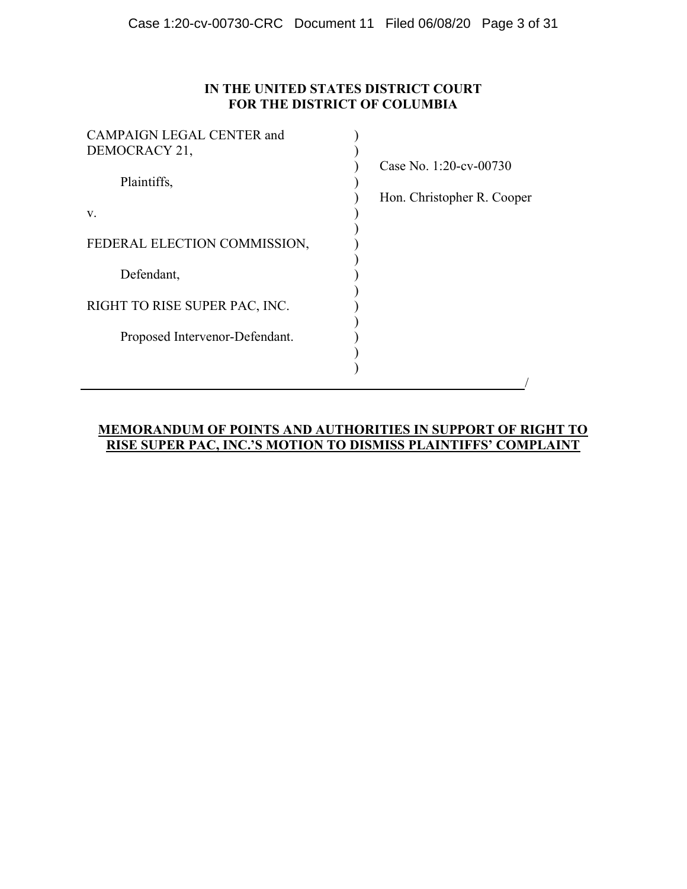**IN THE UNITED STATES DISTRICT COURT**
**FOR THE DISTRICT OF COLUMBIA**

CAMPAIGN LEGAL CENTER and DEMOCRACY 21,

Plaintiffs,

v.

FEDERAL ELECTION COMMISSION,

Defendant,

RIGHT TO RISE SUPER PAC, INC.

Proposed Intervenor-Defendant.

Case No. 1:20-cv-00730

Hon. Christopher R. Cooper

**MEMORANDUM OF POINTS AND AUTHORITIES IN SUPPORT OF RIGHT TO RISE SUPER PAC, INC.'S MOTION TO DISMISS PLAINTIFFS' COMPLAINT**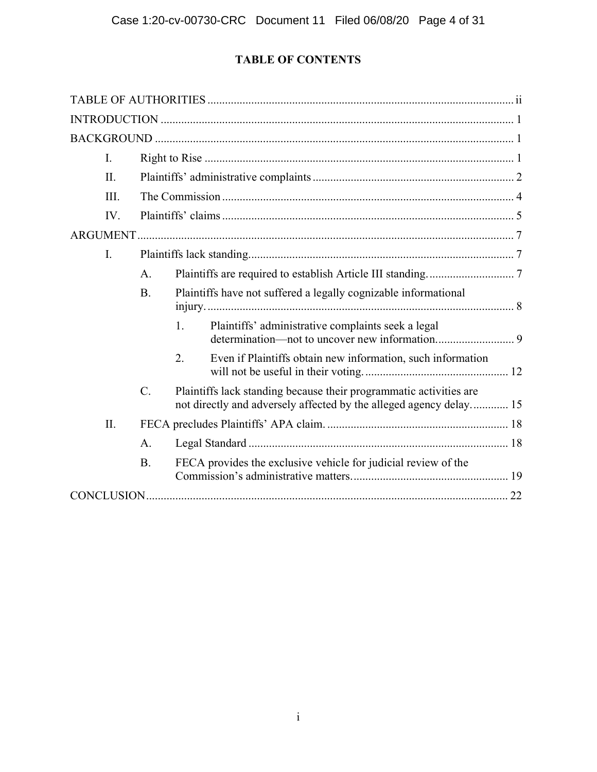## TABLE OF CONTENTS

TABLE OF AUTHORITIES ..... ii

INTRODUCTION ..... 1

BACKGROUND ..... 1

- I. Right to Rise ..... 1
- II. Plaintiffs' administrative complaints ..... 2
- III. The Commission ..... 4
- IV. Plaintiffs' claims ..... 5

ARGUMENT ..... 7

- I. Plaintiffs lack standing ..... 7
  - A. Plaintiffs are required to establish Article III standing. ..... 7
  - B. Plaintiffs have not suffered a legally cognizable informational injury. ..... 8
    - 1. Plaintiffs' administrative complaints seek a legal determination—not to uncover new information. ..... 9
    - 2. Even if Plaintiffs obtain new information, such information will not be useful in their voting. ..... 12
  - C. Plaintiffs lack standing because their programmatic activities are not directly and adversely affected by the alleged agency delay. ..... 15
- II. FECA precludes Plaintiffs' APA claim. ..... 18
  - A. Legal Standard ..... 18
  - B. FECA provides the exclusive vehicle for judicial review of the Commission's administrative matters. ..... 19

CONCLUSION ..... 22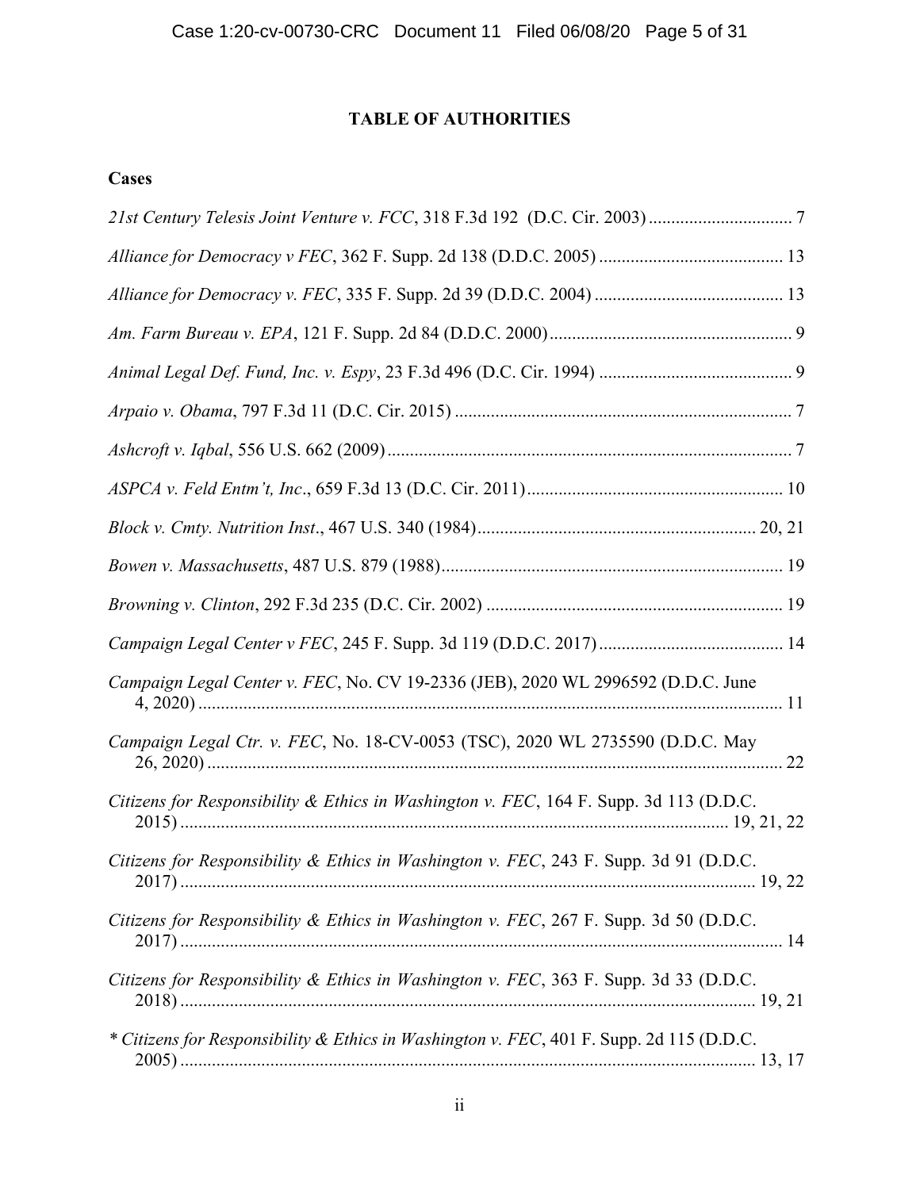# TABLE OF AUTHORITIES

## Cases

*21st Century Telesis Joint Venture v. FCC*, 318 F.3d 192 (D.C. Cir. 2003) ................................ 7

*Alliance for Democracy v FEC*, 362 F. Supp. 2d 138 (D.D.C. 2005) ......................................... 13

*Alliance for Democracy v. FEC*, 335 F. Supp. 2d 39 (D.D.C. 2004) .......................................... 13

*Am. Farm Bureau v. EPA*, 121 F. Supp. 2d 84 (D.D.C. 2000) ...................................................... 9

*Animal Legal Def. Fund, Inc. v. Espy*, 23 F.3d 496 (D.C. Cir. 1994) ........................................... 9

*Arpaio v. Obama*, 797 F.3d 11 (D.C. Cir. 2015) ........................................................................... 7

*Ashcroft v. Iqbal*, 556 U.S. 662 (2009) .......................................................................................... 7

*ASPCA v. Feld Entm't, Inc.*, 659 F.3d 13 (D.C. Cir. 2011) ......................................................... 10

*Block v. Cmty. Nutrition Inst.*, 467 U.S. 340 (1984) ............................................................. 20, 21

*Bowen v. Massachusetts*, 487 U.S. 879 (1988) ............................................................................ 19

*Browning v. Clinton*, 292 F.3d 235 (D.C. Cir. 2002) .................................................................. 19

*Campaign Legal Center v FEC*, 245 F. Supp. 3d 119 (D.D.C. 2017) ......................................... 14

*Campaign Legal Center v. FEC*, No. CV 19-2336 (JEB), 2020 WL 2996592 (D.D.C. June 4, 2020) ................................................................................................................................. 11

*Campaign Legal Ctr. v. FEC*, No. 18-CV-0053 (TSC), 2020 WL 2735590 (D.D.C. May 26, 2020) ................................................................................................................................ 22

*Citizens for Responsibility & Ethics in Washington v. FEC*, 164 F. Supp. 3d 113 (D.D.C. 2015) ........................................................................................................................ 19, 21, 22

*Citizens for Responsibility & Ethics in Washington v. FEC*, 243 F. Supp. 3d 91 (D.D.C. 2017) ................................................................................................................................ 19, 22

*Citizens for Responsibility & Ethics in Washington v. FEC*, 267 F. Supp. 3d 50 (D.D.C. 2017) ..................................................................................................................................... 14

*Citizens for Responsibility & Ethics in Washington v. FEC*, 363 F. Supp. 3d 33 (D.D.C. 2018) ................................................................................................................................ 19, 21

\* *Citizens for Responsibility & Ethics in Washington v. FEC*, 401 F. Supp. 2d 115 (D.D.C. 2005) ................................................................................................................................ 13, 17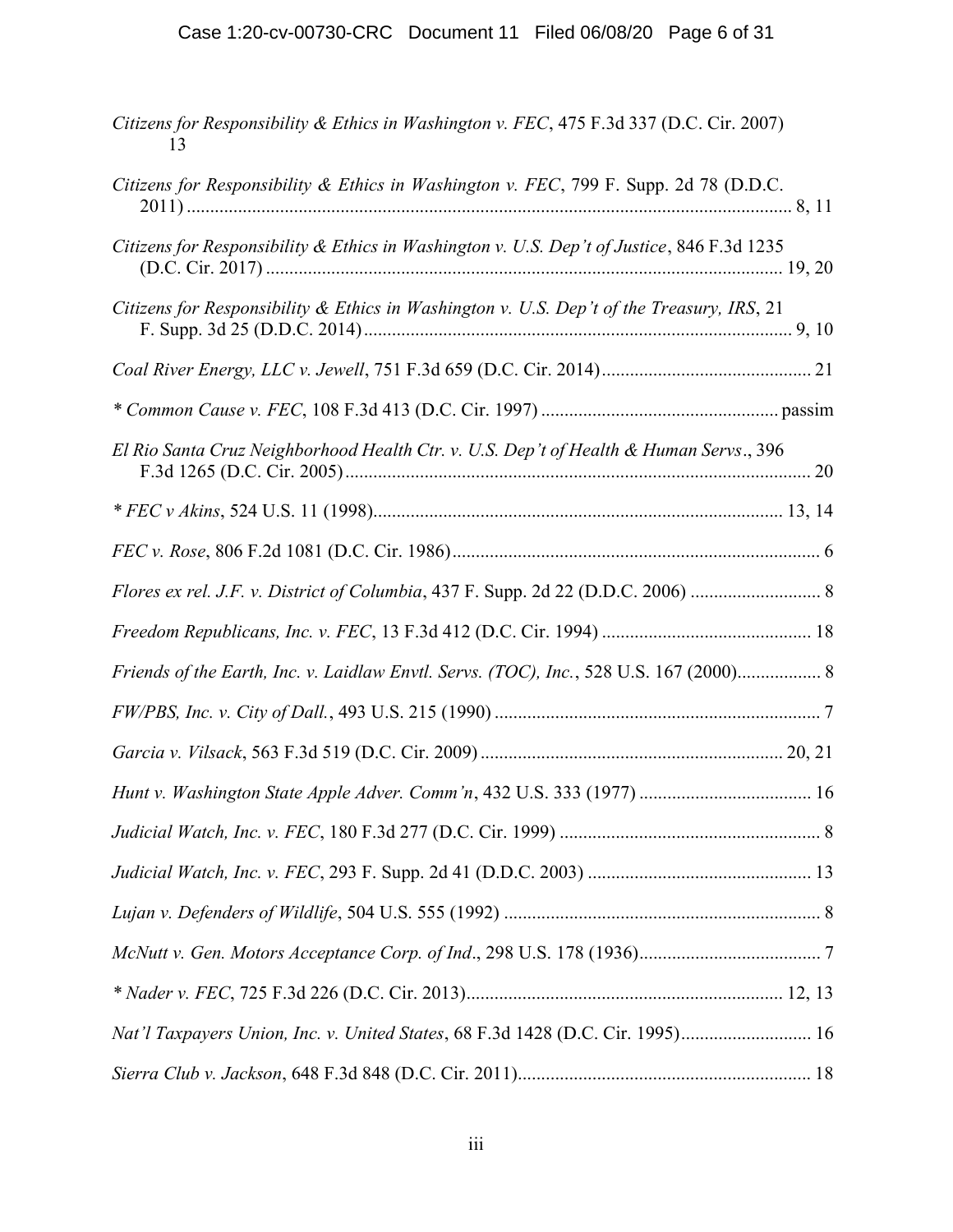*Citizens for Responsibility & Ethics in Washington v. FEC*, 475 F.3d 337 (D.C. Cir. 2007) 13

*Citizens for Responsibility & Ethics in Washington v. FEC*, 799 F. Supp. 2d 78 (D.D.C. 2011) .......... 8, 11

*Citizens for Responsibility & Ethics in Washington v. U.S. Dep't of Justice*, 846 F.3d 1235 (D.C. Cir. 2017) .......... 19, 20

*Citizens for Responsibility & Ethics in Washington v. U.S. Dep't of the Treasury, IRS*, 21 F. Supp. 3d 25 (D.D.C. 2014) .......... 9, 10

*Coal River Energy, LLC v. Jewell*, 751 F.3d 659 (D.C. Cir. 2014) .......... 21

* *Common Cause v. FEC*, 108 F.3d 413 (D.C. Cir. 1997) .......... passim

*El Rio Santa Cruz Neighborhood Health Ctr. v. U.S. Dep't of Health & Human Servs*., 396 F.3d 1265 (D.C. Cir. 2005) .......... 20

* *FEC v Akins*, 524 U.S. 11 (1998) .......... 13, 14

*FEC v. Rose*, 806 F.2d 1081 (D.C. Cir. 1986) .......... 6

*Flores ex rel. J.F. v. District of Columbia*, 437 F. Supp. 2d 22 (D.D.C. 2006) .......... 8

*Freedom Republicans, Inc. v. FEC*, 13 F.3d 412 (D.C. Cir. 1994) .......... 18

*Friends of the Earth, Inc. v. Laidlaw Envtl. Servs. (TOC), Inc.*, 528 U.S. 167 (2000) .......... 8

*FW/PBS, Inc. v. City of Dall.*, 493 U.S. 215 (1990) .......... 7

*Garcia v. Vilsack*, 563 F.3d 519 (D.C. Cir. 2009) .......... 20, 21

*Hunt v. Washington State Apple Adver. Comm'n*, 432 U.S. 333 (1977) .......... 16

*Judicial Watch, Inc. v. FEC*, 180 F.3d 277 (D.C. Cir. 1999) .......... 8

*Judicial Watch, Inc. v. FEC*, 293 F. Supp. 2d 41 (D.D.C. 2003) .......... 13

*Lujan v. Defenders of Wildlife*, 504 U.S. 555 (1992) .......... 8

*McNutt v. Gen. Motors Acceptance Corp. of Ind*., 298 U.S. 178 (1936) .......... 7

* *Nader v. FEC*, 725 F.3d 226 (D.C. Cir. 2013) .......... 12, 13

*Nat'l Taxpayers Union, Inc. v. United States*, 68 F.3d 1428 (D.C. Cir. 1995) .......... 16

*Sierra Club v. Jackson*, 648 F.3d 848 (D.C. Cir. 2011) .......... 18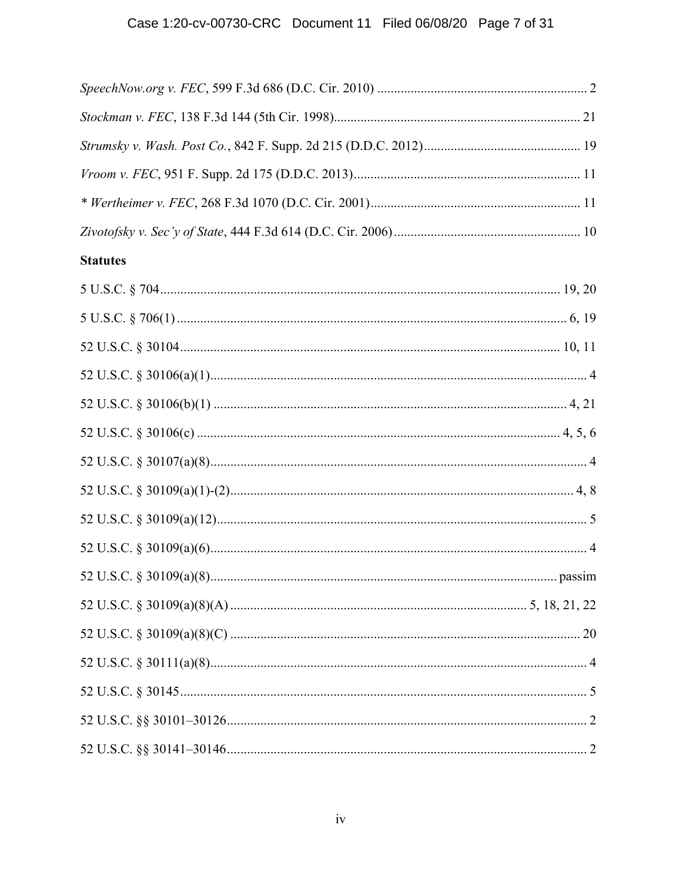*SpeechNow.org v. FEC*, 599 F.3d 686 (D.C. Cir. 2010) .............................................................. 2

*Stockman v. FEC*, 138 F.3d 144 (5th Cir. 1998)......................................................................... 21

*Strumsky v. Wash. Post Co.*, 842 F. Supp. 2d 215 (D.D.C. 2012).............................................. 19

*Vroom v. FEC*, 951 F. Supp. 2d 175 (D.D.C. 2013).................................................................... 11

*\* Wertheimer v. FEC*, 268 F.3d 1070 (D.C. Cir. 2001)............................................................... 11

*Zivotofsky v. Sec'y of State*, 444 F.3d 614 (D.C. Cir. 2006)........................................................ 10

**Statutes**

5 U.S.C. § 704........................................................................................................................ 19, 20

5 U.S.C. § 706(1)..................................................................................................................... 6, 19

52 U.S.C. § 30104.................................................................................................................. 10, 11

52 U.S.C. § 30106(a)(1)................................................................................................................. 4

52 U.S.C. § 30106(b)(1) .......................................................................................................... 4, 21

52 U.S.C. § 30106(c) ............................................................................................................. 4, 5, 6

52 U.S.C. § 30107(a)(8)................................................................................................................. 4

52 U.S.C. § 30109(a)(1)-(2)...................................................................................................... 4, 8

52 U.S.C. § 30109(a)(12)............................................................................................................... 5

52 U.S.C. § 30109(a)(6)................................................................................................................. 4

52 U.S.C. § 30109(a)(8)......................................................................................................... passim

52 U.S.C. § 30109(a)(8)(A) ......................................................................................... 5, 18, 21, 22

52 U.S.C. § 30109(a)(8)(C) ......................................................................................................... 20

52 U.S.C. § 30111(a)(8)................................................................................................................. 4

52 U.S.C. § 30145.......................................................................................................................... 5

52 U.S.C. §§ 30101–30126............................................................................................................ 2

52 U.S.C. §§ 30141–30146............................................................................................................ 2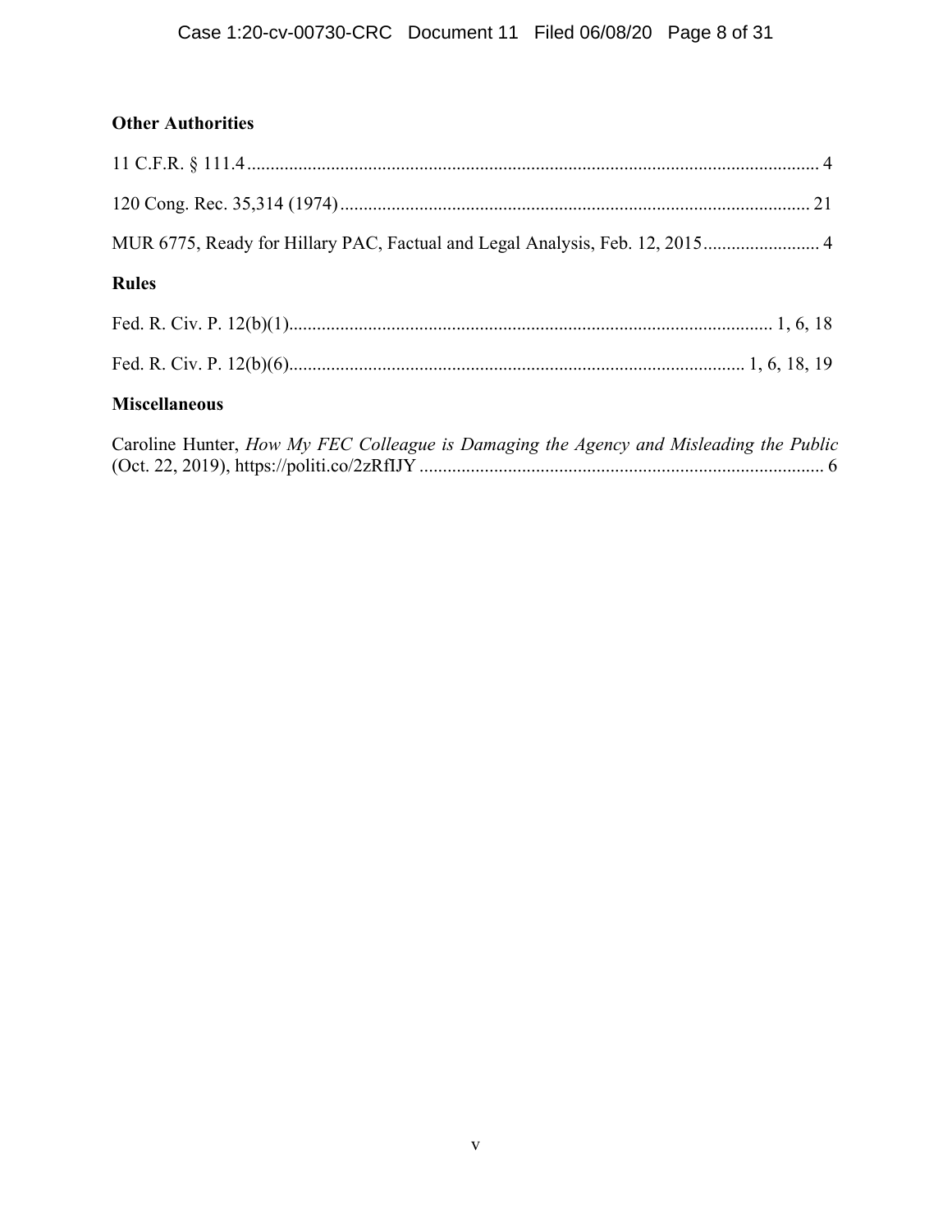**Other Authorities**

11 C.F.R. § 111.4 .......................................................................................................................... 4

120 Cong. Rec. 35,314 (1974) .................................................................................................... 21

MUR 6775, Ready for Hillary PAC, Factual and Legal Analysis, Feb. 12, 2015 ......................... 4

**Rules**

Fed. R. Civ. P. 12(b)(1) ....................................................................................................... 1, 6, 18

Fed. R. Civ. P. 12(b)(6) ................................................................................................. 1, 6, 18, 19

**Miscellaneous**

Caroline Hunter, *How My FEC Colleague is Damaging the Agency and Misleading the Public* (Oct. 22, 2019), https://politi.co/2zRfIJY ...................................................................................... 6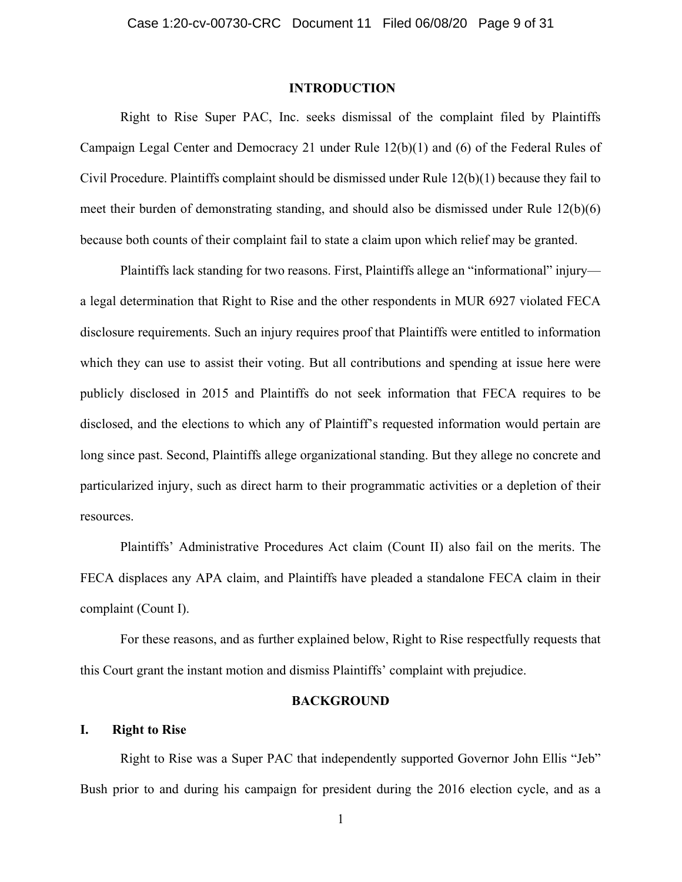## INTRODUCTION

Right to Rise Super PAC, Inc. seeks dismissal of the complaint filed by Plaintiffs Campaign Legal Center and Democracy 21 under Rule 12(b)(1) and (6) of the Federal Rules of Civil Procedure. Plaintiffs complaint should be dismissed under Rule 12(b)(1) because they fail to meet their burden of demonstrating standing, and should also be dismissed under Rule 12(b)(6) because both counts of their complaint fail to state a claim upon which relief may be granted.

Plaintiffs lack standing for two reasons. First, Plaintiffs allege an "informational" injury—a legal determination that Right to Rise and the other respondents in MUR 6927 violated FECA disclosure requirements. Such an injury requires proof that Plaintiffs were entitled to information which they can use to assist their voting. But all contributions and spending at issue here were publicly disclosed in 2015 and Plaintiffs do not seek information that FECA requires to be disclosed, and the elections to which any of Plaintiff's requested information would pertain are long since past. Second, Plaintiffs allege organizational standing. But they allege no concrete and particularized injury, such as direct harm to their programmatic activities or a depletion of their resources.

Plaintiffs' Administrative Procedures Act claim (Count II) also fail on the merits. The FECA displaces any APA claim, and Plaintiffs have pleaded a standalone FECA claim in their complaint (Count I).

For these reasons, and as further explained below, Right to Rise respectfully requests that this Court grant the instant motion and dismiss Plaintiffs' complaint with prejudice.

## BACKGROUND

### I. Right to Rise

Right to Rise was a Super PAC that independently supported Governor John Ellis "Jeb" Bush prior to and during his campaign for president during the 2016 election cycle, and as a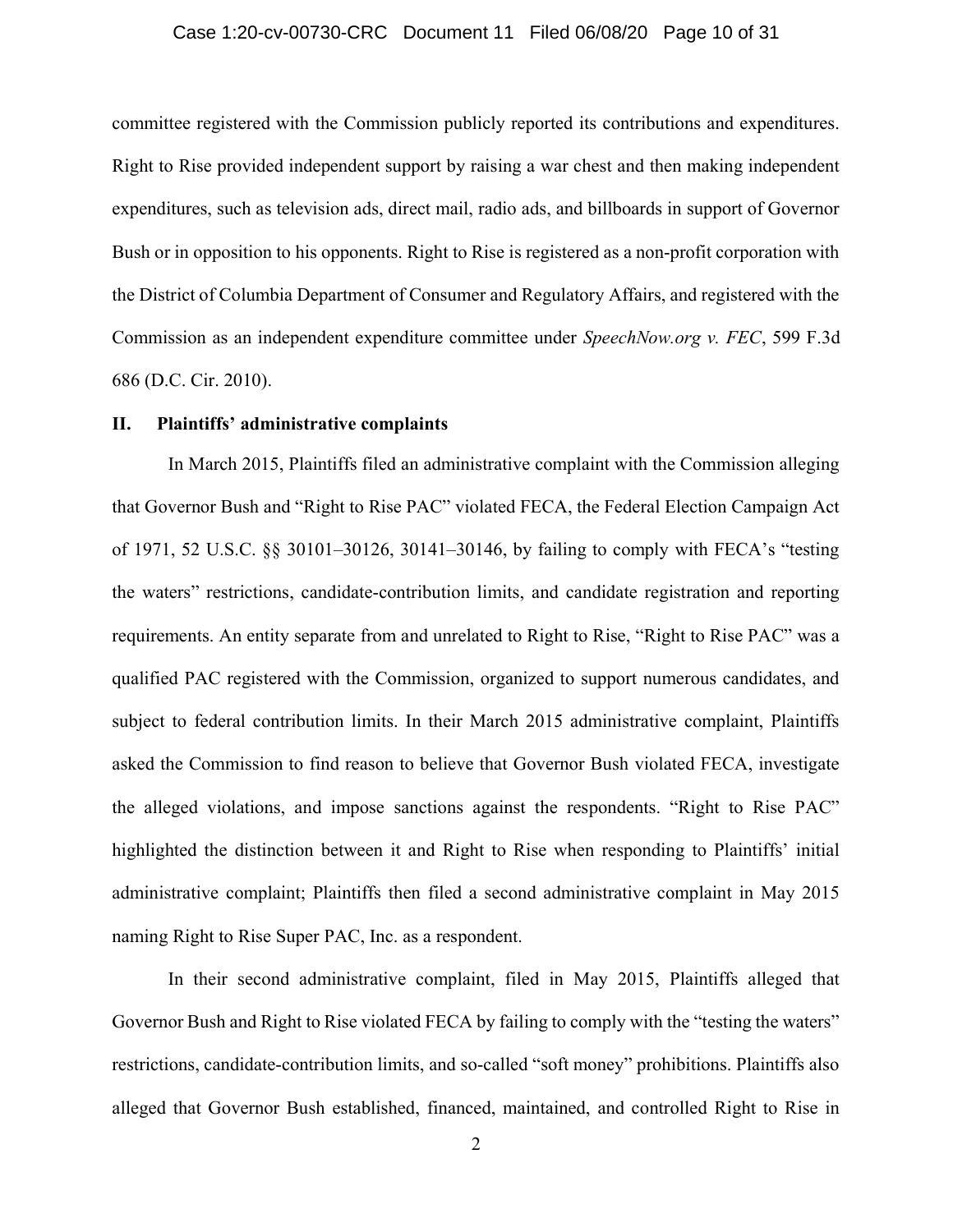committee registered with the Commission publicly reported its contributions and expenditures. Right to Rise provided independent support by raising a war chest and then making independent expenditures, such as television ads, direct mail, radio ads, and billboards in support of Governor Bush or in opposition to his opponents. Right to Rise is registered as a non-profit corporation with the District of Columbia Department of Consumer and Regulatory Affairs, and registered with the Commission as an independent expenditure committee under *SpeechNow.org v. FEC*, 599 F.3d 686 (D.C. Cir. 2010).

## II. Plaintiffs' administrative complaints

In March 2015, Plaintiffs filed an administrative complaint with the Commission alleging that Governor Bush and "Right to Rise PAC" violated FECA, the Federal Election Campaign Act of 1971, 52 U.S.C. §§ 30101–30126, 30141–30146, by failing to comply with FECA's "testing the waters" restrictions, candidate-contribution limits, and candidate registration and reporting requirements. An entity separate from and unrelated to Right to Rise, "Right to Rise PAC" was a qualified PAC registered with the Commission, organized to support numerous candidates, and subject to federal contribution limits. In their March 2015 administrative complaint, Plaintiffs asked the Commission to find reason to believe that Governor Bush violated FECA, investigate the alleged violations, and impose sanctions against the respondents. "Right to Rise PAC" highlighted the distinction between it and Right to Rise when responding to Plaintiffs' initial administrative complaint; Plaintiffs then filed a second administrative complaint in May 2015 naming Right to Rise Super PAC, Inc. as a respondent.

In their second administrative complaint, filed in May 2015, Plaintiffs alleged that Governor Bush and Right to Rise violated FECA by failing to comply with the "testing the waters" restrictions, candidate-contribution limits, and so-called "soft money" prohibitions. Plaintiffs also alleged that Governor Bush established, financed, maintained, and controlled Right to Rise in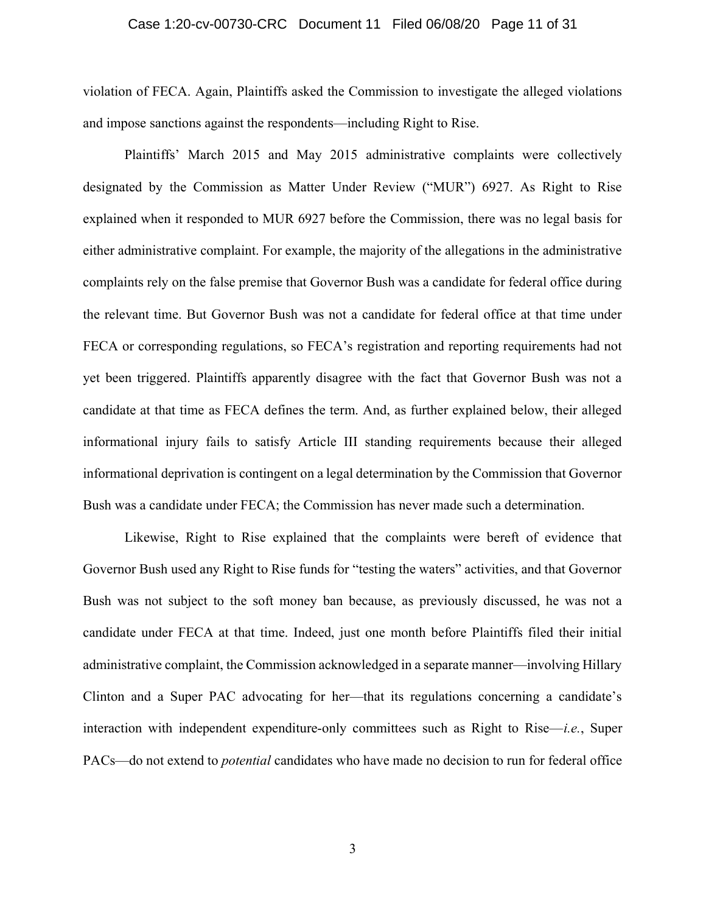violation of FECA. Again, Plaintiffs asked the Commission to investigate the alleged violations and impose sanctions against the respondents—including Right to Rise.

Plaintiffs' March 2015 and May 2015 administrative complaints were collectively designated by the Commission as Matter Under Review ("MUR") 6927. As Right to Rise explained when it responded to MUR 6927 before the Commission, there was no legal basis for either administrative complaint. For example, the majority of the allegations in the administrative complaints rely on the false premise that Governor Bush was a candidate for federal office during the relevant time. But Governor Bush was not a candidate for federal office at that time under FECA or corresponding regulations, so FECA's registration and reporting requirements had not yet been triggered. Plaintiffs apparently disagree with the fact that Governor Bush was not a candidate at that time as FECA defines the term. And, as further explained below, their alleged informational injury fails to satisfy Article III standing requirements because their alleged informational deprivation is contingent on a legal determination by the Commission that Governor Bush was a candidate under FECA; the Commission has never made such a determination.

Likewise, Right to Rise explained that the complaints were bereft of evidence that Governor Bush used any Right to Rise funds for "testing the waters" activities, and that Governor Bush was not subject to the soft money ban because, as previously discussed, he was not a candidate under FECA at that time. Indeed, just one month before Plaintiffs filed their initial administrative complaint, the Commission acknowledged in a separate manner—involving Hillary Clinton and a Super PAC advocating for her—that its regulations concerning a candidate's interaction with independent expenditure-only committees such as Right to Rise—*i.e.*, Super PACs—do not extend to *potential* candidates who have made no decision to run for federal office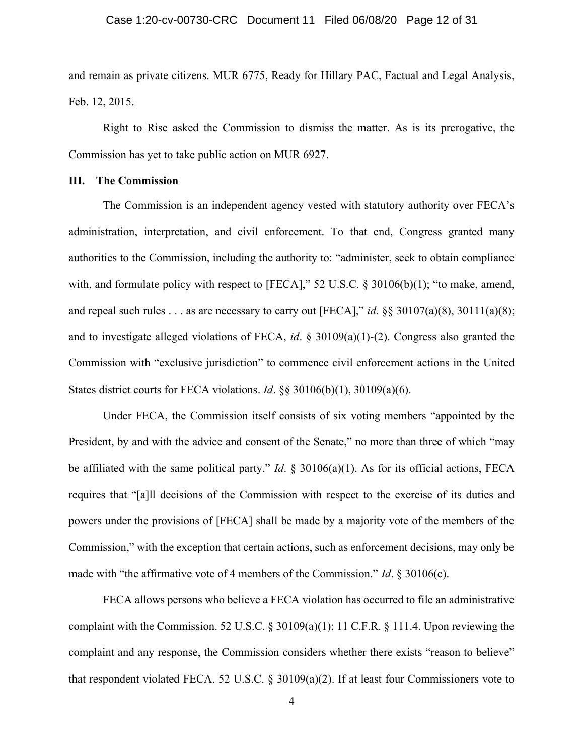and remain as private citizens. MUR 6775, Ready for Hillary PAC, Factual and Legal Analysis, Feb. 12, 2015.

Right to Rise asked the Commission to dismiss the matter. As is its prerogative, the Commission has yet to take public action on MUR 6927.

## III. The Commission

The Commission is an independent agency vested with statutory authority over FECA's administration, interpretation, and civil enforcement. To that end, Congress granted many authorities to the Commission, including the authority to: "administer, seek to obtain compliance with, and formulate policy with respect to [FECA]," 52 U.S.C. § 30106(b)(1); "to make, amend, and repeal such rules . . . as are necessary to carry out [FECA]," *id*. §§ 30107(a)(8), 30111(a)(8); and to investigate alleged violations of FECA, *id*. § 30109(a)(1)-(2). Congress also granted the Commission with "exclusive jurisdiction" to commence civil enforcement actions in the United States district courts for FECA violations. *Id*. §§ 30106(b)(1), 30109(a)(6).

Under FECA, the Commission itself consists of six voting members "appointed by the President, by and with the advice and consent of the Senate," no more than three of which "may be affiliated with the same political party." *Id*. § 30106(a)(1). As for its official actions, FECA requires that "[a]ll decisions of the Commission with respect to the exercise of its duties and powers under the provisions of [FECA] shall be made by a majority vote of the members of the Commission," with the exception that certain actions, such as enforcement decisions, may only be made with "the affirmative vote of 4 members of the Commission." *Id*. § 30106(c).

FECA allows persons who believe a FECA violation has occurred to file an administrative complaint with the Commission. 52 U.S.C. § 30109(a)(1); 11 C.F.R. § 111.4. Upon reviewing the complaint and any response, the Commission considers whether there exists "reason to believe" that respondent violated FECA. 52 U.S.C. § 30109(a)(2). If at least four Commissioners vote to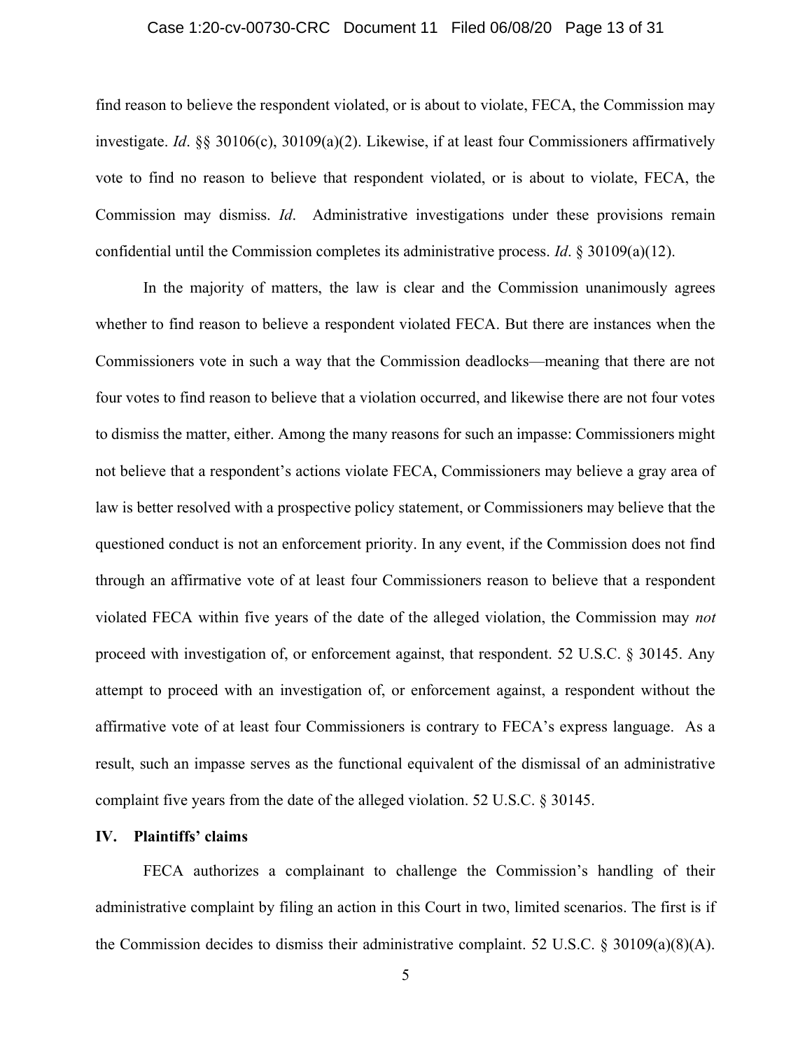find reason to believe the respondent violated, or is about to violate, FECA, the Commission may investigate. *Id*. §§ 30106(c), 30109(a)(2). Likewise, if at least four Commissioners affirmatively vote to find no reason to believe that respondent violated, or is about to violate, FECA, the Commission may dismiss. *Id*. Administrative investigations under these provisions remain confidential until the Commission completes its administrative process. *Id*. § 30109(a)(12).

In the majority of matters, the law is clear and the Commission unanimously agrees whether to find reason to believe a respondent violated FECA. But there are instances when the Commissioners vote in such a way that the Commission deadlocks—meaning that there are not four votes to find reason to believe that a violation occurred, and likewise there are not four votes to dismiss the matter, either. Among the many reasons for such an impasse: Commissioners might not believe that a respondent's actions violate FECA, Commissioners may believe a gray area of law is better resolved with a prospective policy statement, or Commissioners may believe that the questioned conduct is not an enforcement priority. In any event, if the Commission does not find through an affirmative vote of at least four Commissioners reason to believe that a respondent violated FECA within five years of the date of the alleged violation, the Commission may *not* proceed with investigation of, or enforcement against, that respondent. 52 U.S.C. § 30145. Any attempt to proceed with an investigation of, or enforcement against, a respondent without the affirmative vote of at least four Commissioners is contrary to FECA's express language. As a result, such an impasse serves as the functional equivalent of the dismissal of an administrative complaint five years from the date of the alleged violation. 52 U.S.C. § 30145.

## IV. Plaintiffs' claims

FECA authorizes a complainant to challenge the Commission's handling of their administrative complaint by filing an action in this Court in two, limited scenarios. The first is if the Commission decides to dismiss their administrative complaint. 52 U.S.C. § 30109(a)(8)(A).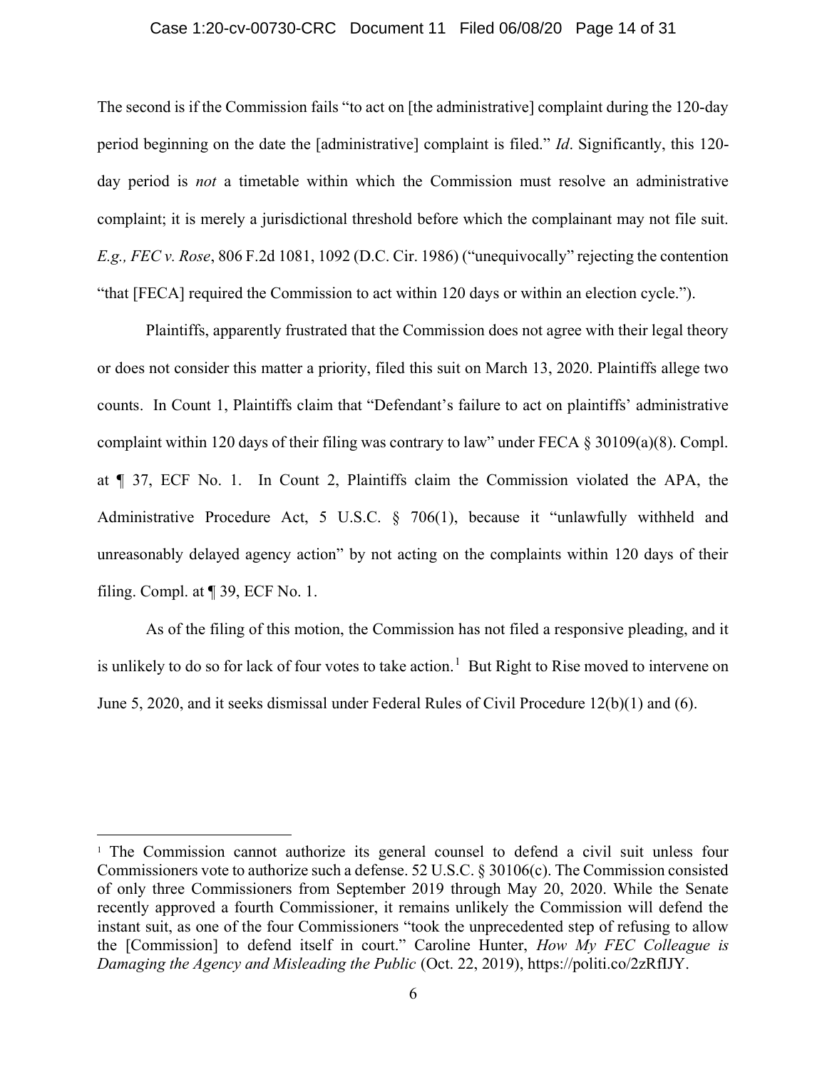The second is if the Commission fails "to act on [the administrative] complaint during the 120-day period beginning on the date the [administrative] complaint is filed." *Id*. Significantly, this 120-day period is *not* a timetable within which the Commission must resolve an administrative complaint; it is merely a jurisdictional threshold before which the complainant may not file suit. *E.g., FEC v. Rose*, 806 F.2d 1081, 1092 (D.C. Cir. 1986) ("unequivocally" rejecting the contention "that [FECA] required the Commission to act within 120 days or within an election cycle.").

Plaintiffs, apparently frustrated that the Commission does not agree with their legal theory or does not consider this matter a priority, filed this suit on March 13, 2020. Plaintiffs allege two counts. In Count 1, Plaintiffs claim that "Defendant's failure to act on plaintiffs' administrative complaint within 120 days of their filing was contrary to law" under FECA § 30109(a)(8). Compl. at ¶ 37, ECF No. 1. In Count 2, Plaintiffs claim the Commission violated the APA, the Administrative Procedure Act, 5 U.S.C. § 706(1), because it "unlawfully withheld and unreasonably delayed agency action" by not acting on the complaints within 120 days of their filing. Compl. at ¶ 39, ECF No. 1.

As of the filing of this motion, the Commission has not filed a responsive pleading, and it is unlikely to do so for lack of four votes to take action.[1] But Right to Rise moved to intervene on June 5, 2020, and it seeks dismissal under Federal Rules of Civil Procedure 12(b)(1) and (6).

---

[1] The Commission cannot authorize its general counsel to defend a civil suit unless four Commissioners vote to authorize such a defense. 52 U.S.C. § 30106(c). The Commission consisted of only three Commissioners from September 2019 through May 20, 2020. While the Senate recently approved a fourth Commissioner, it remains unlikely the Commission will defend the instant suit, as one of the four Commissioners "took the unprecedented step of refusing to allow the [Commission] to defend itself in court." Caroline Hunter, *How My FEC Colleague is Damaging the Agency and Misleading the Public* (Oct. 22, 2019), https://politi.co/2zRfIJY.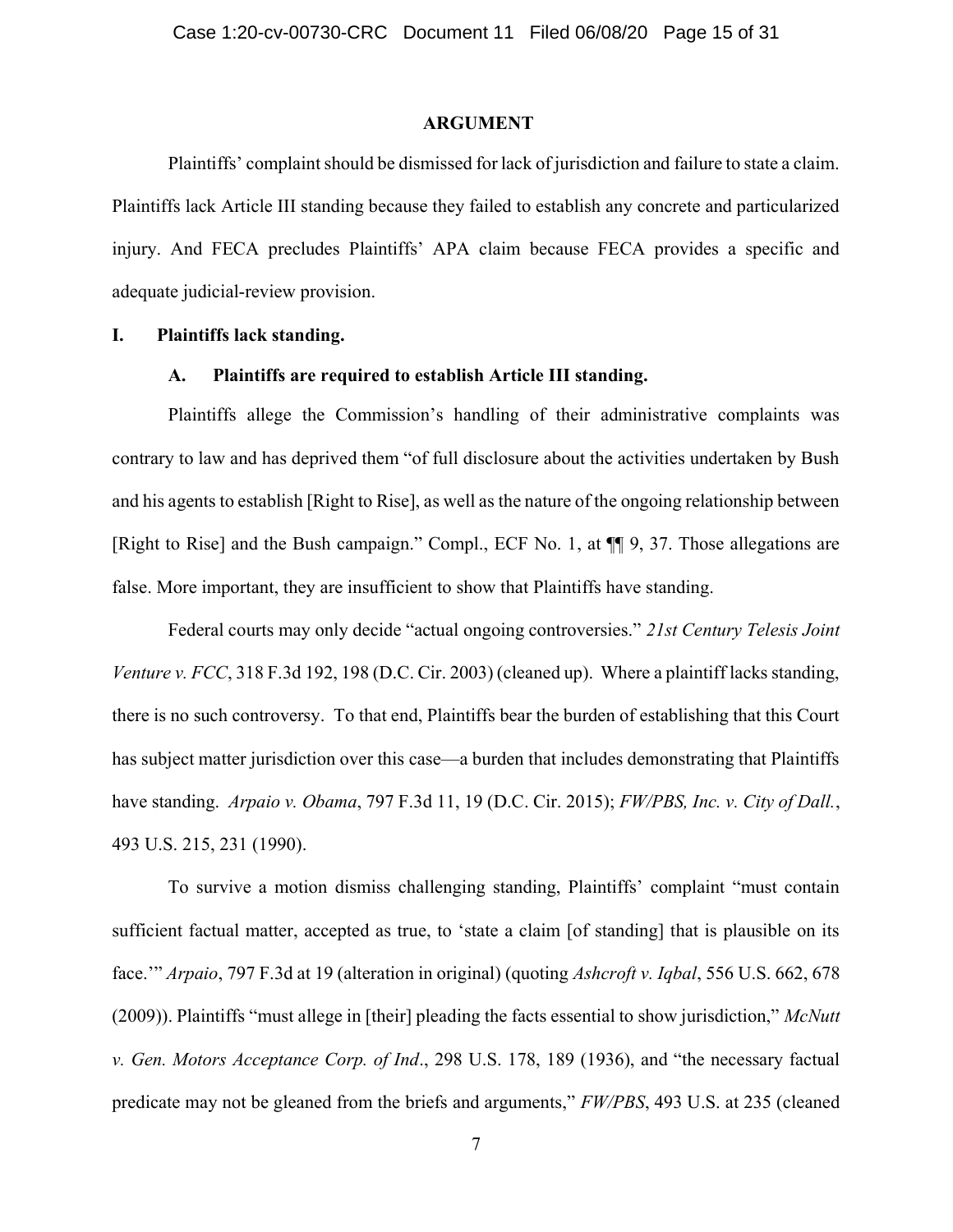## ARGUMENT

Plaintiffs' complaint should be dismissed for lack of jurisdiction and failure to state a claim. Plaintiffs lack Article III standing because they failed to establish any concrete and particularized injury. And FECA precludes Plaintiffs' APA claim because FECA provides a specific and adequate judicial-review provision.

### I. Plaintiffs lack standing.

#### A. Plaintiffs are required to establish Article III standing.

Plaintiffs allege the Commission's handling of their administrative complaints was contrary to law and has deprived them "of full disclosure about the activities undertaken by Bush and his agents to establish [Right to Rise], as well as the nature of the ongoing relationship between [Right to Rise] and the Bush campaign." Compl., ECF No. 1, at ¶¶ 9, 37. Those allegations are false. More important, they are insufficient to show that Plaintiffs have standing.

Federal courts may only decide "actual ongoing controversies." *21st Century Telesis Joint Venture v. FCC*, 318 F.3d 192, 198 (D.C. Cir. 2003) (cleaned up). Where a plaintiff lacks standing, there is no such controversy. To that end, Plaintiffs bear the burden of establishing that this Court has subject matter jurisdiction over this case—a burden that includes demonstrating that Plaintiffs have standing. *Arpaio v. Obama*, 797 F.3d 11, 19 (D.C. Cir. 2015); *FW/PBS, Inc. v. City of Dall.*, 493 U.S. 215, 231 (1990).

To survive a motion dismiss challenging standing, Plaintiffs' complaint "must contain sufficient factual matter, accepted as true, to 'state a claim [of standing] that is plausible on its face.'" *Arpaio*, 797 F.3d at 19 (alteration in original) (quoting *Ashcroft v. Iqbal*, 556 U.S. 662, 678 (2009)). Plaintiffs "must allege in [their] pleading the facts essential to show jurisdiction," *McNutt v. Gen. Motors Acceptance Corp. of Ind*., 298 U.S. 178, 189 (1936), and "the necessary factual predicate may not be gleaned from the briefs and arguments," *FW/PBS*, 493 U.S. at 235 (cleaned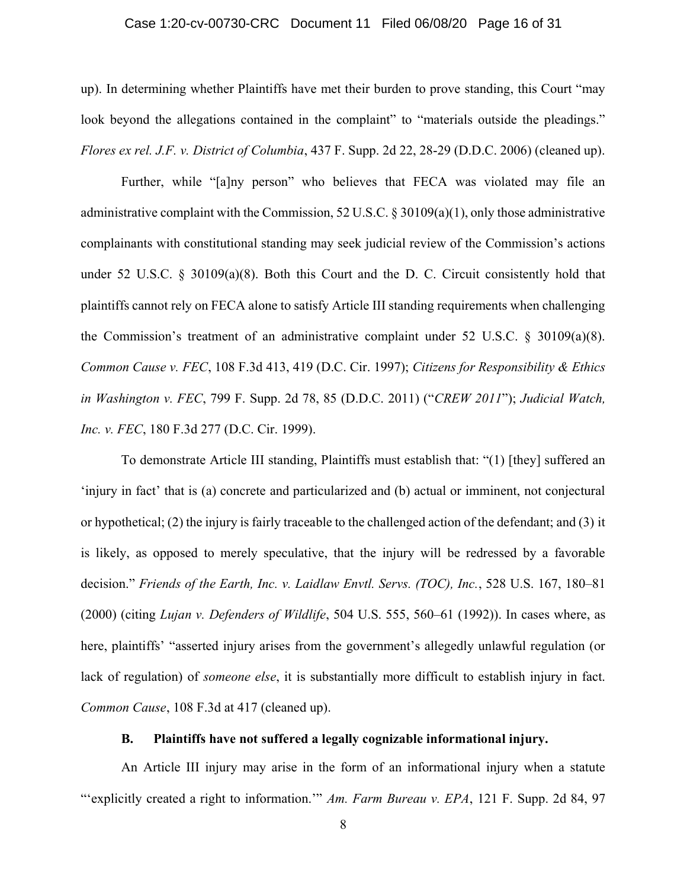up). In determining whether Plaintiffs have met their burden to prove standing, this Court "may look beyond the allegations contained in the complaint" to "materials outside the pleadings." *Flores ex rel. J.F. v. District of Columbia*, 437 F. Supp. 2d 22, 28-29 (D.D.C. 2006) (cleaned up).

Further, while "[a]ny person" who believes that FECA was violated may file an administrative complaint with the Commission, 52 U.S.C. § 30109(a)(1), only those administrative complainants with constitutional standing may seek judicial review of the Commission's actions under 52 U.S.C. § 30109(a)(8). Both this Court and the D. C. Circuit consistently hold that plaintiffs cannot rely on FECA alone to satisfy Article III standing requirements when challenging the Commission's treatment of an administrative complaint under 52 U.S.C. § 30109(a)(8). *Common Cause v. FEC*, 108 F.3d 413, 419 (D.C. Cir. 1997); *Citizens for Responsibility & Ethics in Washington v. FEC*, 799 F. Supp. 2d 78, 85 (D.D.C. 2011) ("*CREW 2011*"); *Judicial Watch, Inc. v. FEC*, 180 F.3d 277 (D.C. Cir. 1999).

To demonstrate Article III standing, Plaintiffs must establish that: "(1) [they] suffered an 'injury in fact' that is (a) concrete and particularized and (b) actual or imminent, not conjectural or hypothetical; (2) the injury is fairly traceable to the challenged action of the defendant; and (3) it is likely, as opposed to merely speculative, that the injury will be redressed by a favorable decision." *Friends of the Earth, Inc. v. Laidlaw Envtl. Servs. (TOC), Inc.*, 528 U.S. 167, 180–81 (2000) (citing *Lujan v. Defenders of Wildlife*, 504 U.S. 555, 560–61 (1992)). In cases where, as here, plaintiffs' "asserted injury arises from the government's allegedly unlawful regulation (or lack of regulation) of *someone else*, it is substantially more difficult to establish injury in fact. *Common Cause*, 108 F.3d at 417 (cleaned up).

### B. Plaintiffs have not suffered a legally cognizable informational injury.

An Article III injury may arise in the form of an informational injury when a statute "'explicitly created a right to information.'" *Am. Farm Bureau v. EPA*, 121 F. Supp. 2d 84, 97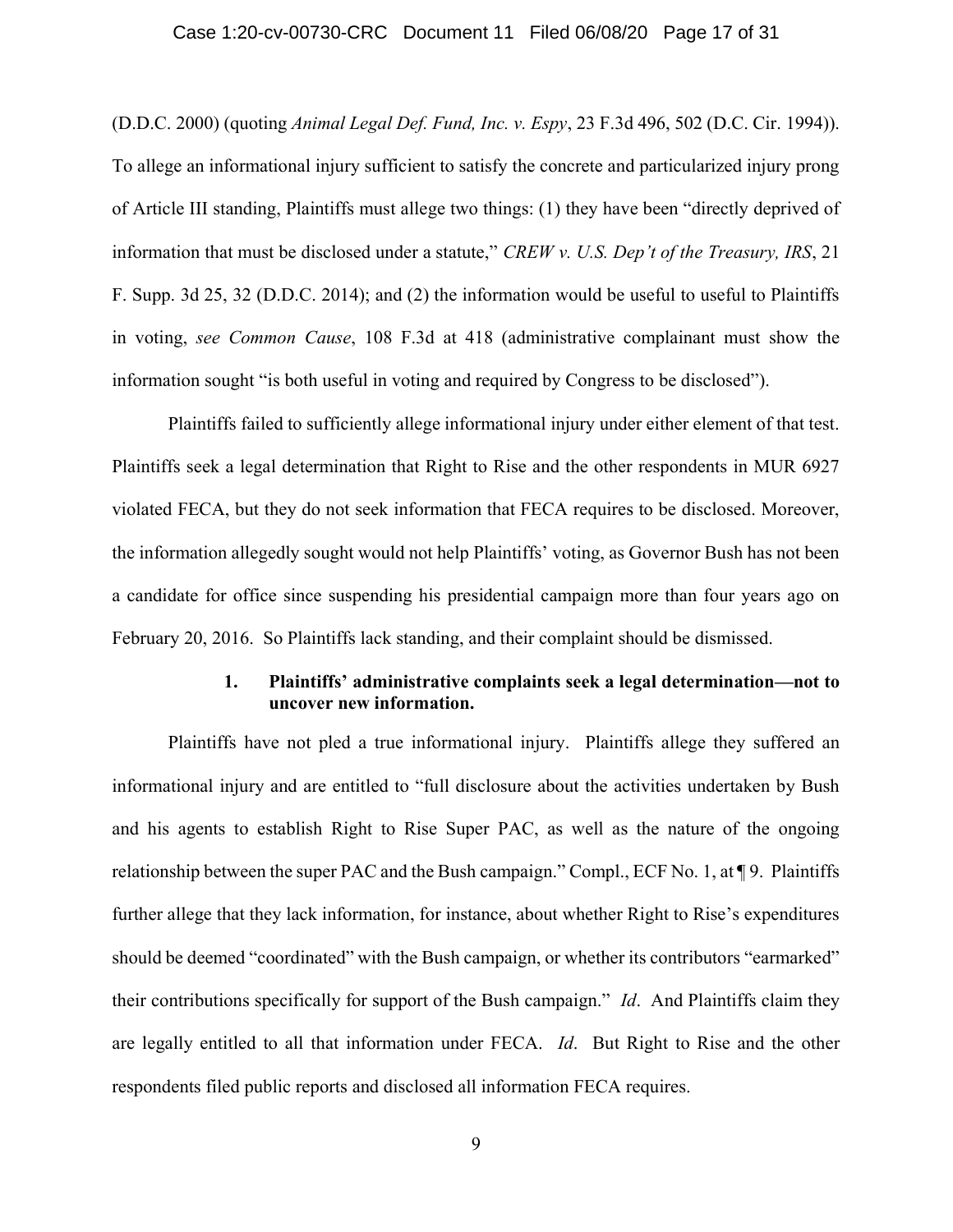(D.D.C. 2000) (quoting *Animal Legal Def. Fund, Inc. v. Espy*, 23 F.3d 496, 502 (D.C. Cir. 1994)). To allege an informational injury sufficient to satisfy the concrete and particularized injury prong of Article III standing, Plaintiffs must allege two things: (1) they have been "directly deprived of information that must be disclosed under a statute," *CREW v. U.S. Dep't of the Treasury, IRS*, 21 F. Supp. 3d 25, 32 (D.D.C. 2014); and (2) the information would be useful to useful to Plaintiffs in voting, *see Common Cause*, 108 F.3d at 418 (administrative complainant must show the information sought "is both useful in voting and required by Congress to be disclosed").

Plaintiffs failed to sufficiently allege informational injury under either element of that test. Plaintiffs seek a legal determination that Right to Rise and the other respondents in MUR 6927 violated FECA, but they do not seek information that FECA requires to be disclosed. Moreover, the information allegedly sought would not help Plaintiffs' voting, as Governor Bush has not been a candidate for office since suspending his presidential campaign more than four years ago on February 20, 2016. So Plaintiffs lack standing, and their complaint should be dismissed.

#### 1. Plaintiffs' administrative complaints seek a legal determination—not to uncover new information.

Plaintiffs have not pled a true informational injury. Plaintiffs allege they suffered an informational injury and are entitled to "full disclosure about the activities undertaken by Bush and his agents to establish Right to Rise Super PAC, as well as the nature of the ongoing relationship between the super PAC and the Bush campaign." Compl., ECF No. 1, at ¶ 9. Plaintiffs further allege that they lack information, for instance, about whether Right to Rise's expenditures should be deemed "coordinated" with the Bush campaign, or whether its contributors "earmarked" their contributions specifically for support of the Bush campaign." *Id*. And Plaintiffs claim they are legally entitled to all that information under FECA. *Id*. But Right to Rise and the other respondents filed public reports and disclosed all information FECA requires.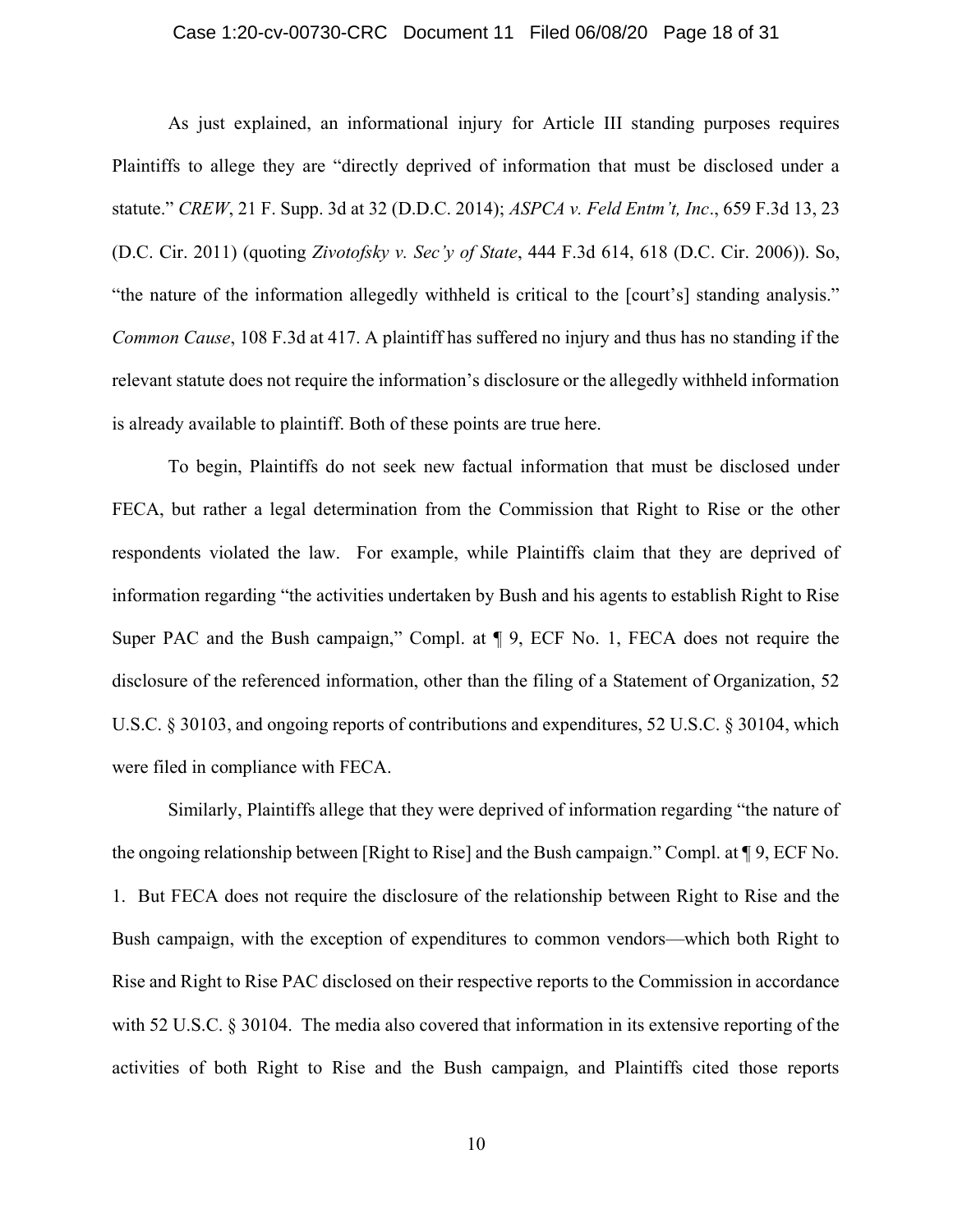As just explained, an informational injury for Article III standing purposes requires Plaintiffs to allege they are "directly deprived of information that must be disclosed under a statute." *CREW*, 21 F. Supp. 3d at 32 (D.D.C. 2014); *ASPCA v. Feld Entm't, Inc*., 659 F.3d 13, 23 (D.C. Cir. 2011) (quoting *Zivotofsky v. Sec'y of State*, 444 F.3d 614, 618 (D.C. Cir. 2006)). So, "the nature of the information allegedly withheld is critical to the [court's] standing analysis." *Common Cause*, 108 F.3d at 417. A plaintiff has suffered no injury and thus has no standing if the relevant statute does not require the information's disclosure or the allegedly withheld information is already available to plaintiff. Both of these points are true here.

To begin, Plaintiffs do not seek new factual information that must be disclosed under FECA, but rather a legal determination from the Commission that Right to Rise or the other respondents violated the law. For example, while Plaintiffs claim that they are deprived of information regarding "the activities undertaken by Bush and his agents to establish Right to Rise Super PAC and the Bush campaign," Compl. at ¶ 9, ECF No. 1, FECA does not require the disclosure of the referenced information, other than the filing of a Statement of Organization, 52 U.S.C. § 30103, and ongoing reports of contributions and expenditures, 52 U.S.C. § 30104, which were filed in compliance with FECA.

Similarly, Plaintiffs allege that they were deprived of information regarding "the nature of the ongoing relationship between [Right to Rise] and the Bush campaign." Compl. at ¶ 9, ECF No. 1. But FECA does not require the disclosure of the relationship between Right to Rise and the Bush campaign, with the exception of expenditures to common vendors—which both Right to Rise and Right to Rise PAC disclosed on their respective reports to the Commission in accordance with 52 U.S.C. § 30104. The media also covered that information in its extensive reporting of the activities of both Right to Rise and the Bush campaign, and Plaintiffs cited those reports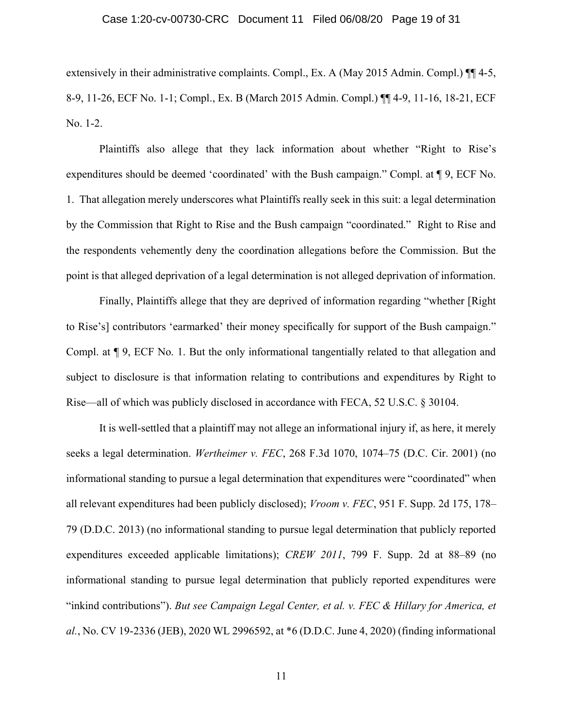extensively in their administrative complaints. Compl., Ex. A (May 2015 Admin. Compl.) ¶¶ 4-5, 8-9, 11-26, ECF No. 1-1; Compl., Ex. B (March 2015 Admin. Compl.) ¶¶ 4-9, 11-16, 18-21, ECF No. 1-2.

Plaintiffs also allege that they lack information about whether "Right to Rise's expenditures should be deemed 'coordinated' with the Bush campaign." Compl. at ¶ 9, ECF No. 1. That allegation merely underscores what Plaintiffs really seek in this suit: a legal determination by the Commission that Right to Rise and the Bush campaign "coordinated." Right to Rise and the respondents vehemently deny the coordination allegations before the Commission. But the point is that alleged deprivation of a legal determination is not alleged deprivation of information.

Finally, Plaintiffs allege that they are deprived of information regarding "whether [Right to Rise's] contributors 'earmarked' their money specifically for support of the Bush campaign." Compl. at ¶ 9, ECF No. 1. But the only informational tangentially related to that allegation and subject to disclosure is that information relating to contributions and expenditures by Right to Rise—all of which was publicly disclosed in accordance with FECA, 52 U.S.C. § 30104.

It is well-settled that a plaintiff may not allege an informational injury if, as here, it merely seeks a legal determination. *Wertheimer v. FEC*, 268 F.3d 1070, 1074–75 (D.C. Cir. 2001) (no informational standing to pursue a legal determination that expenditures were "coordinated" when all relevant expenditures had been publicly disclosed); *Vroom v. FEC*, 951 F. Supp. 2d 175, 178–79 (D.D.C. 2013) (no informational standing to pursue legal determination that publicly reported expenditures exceeded applicable limitations); *CREW 2011*, 799 F. Supp. 2d at 88–89 (no informational standing to pursue legal determination that publicly reported expenditures were "inkind contributions"). *But see Campaign Legal Center, et al. v. FEC & Hillary for America, et al.*, No. CV 19-2336 (JEB), 2020 WL 2996592, at *6 (D.D.C. June 4, 2020) (finding informational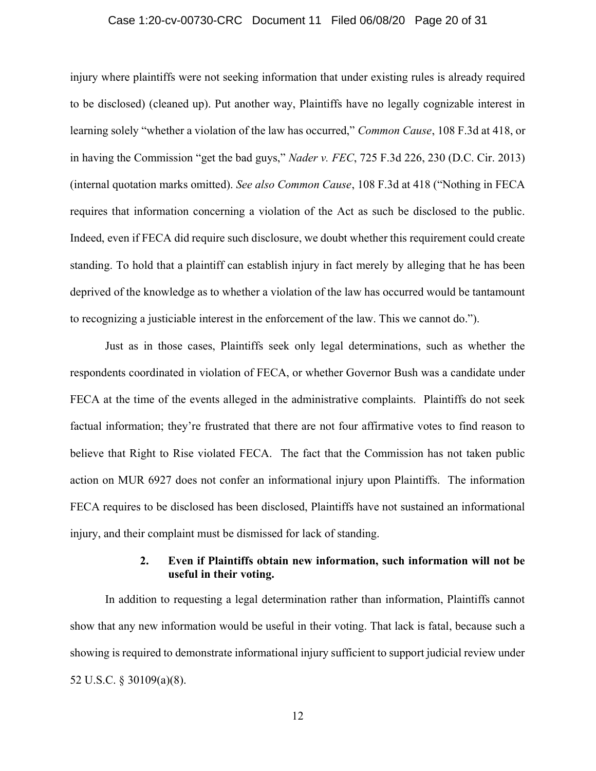injury where plaintiffs were not seeking information that under existing rules is already required to be disclosed) (cleaned up). Put another way, Plaintiffs have no legally cognizable interest in learning solely "whether a violation of the law has occurred," *Common Cause*, 108 F.3d at 418, or in having the Commission "get the bad guys," *Nader v. FEC*, 725 F.3d 226, 230 (D.C. Cir. 2013) (internal quotation marks omitted). *See also Common Cause*, 108 F.3d at 418 ("Nothing in FECA requires that information concerning a violation of the Act as such be disclosed to the public. Indeed, even if FECA did require such disclosure, we doubt whether this requirement could create standing. To hold that a plaintiff can establish injury in fact merely by alleging that he has been deprived of the knowledge as to whether a violation of the law has occurred would be tantamount to recognizing a justiciable interest in the enforcement of the law. This we cannot do.").

Just as in those cases, Plaintiffs seek only legal determinations, such as whether the respondents coordinated in violation of FECA, or whether Governor Bush was a candidate under FECA at the time of the events alleged in the administrative complaints. Plaintiffs do not seek factual information; they're frustrated that there are not four affirmative votes to find reason to believe that Right to Rise violated FECA. The fact that the Commission has not taken public action on MUR 6927 does not confer an informational injury upon Plaintiffs. The information FECA requires to be disclosed has been disclosed, Plaintiffs have not sustained an informational injury, and their complaint must be dismissed for lack of standing.

#### 2. Even if Plaintiffs obtain new information, such information will not be useful in their voting.

In addition to requesting a legal determination rather than information, Plaintiffs cannot show that any new information would be useful in their voting. That lack is fatal, because such a showing is required to demonstrate informational injury sufficient to support judicial review under 52 U.S.C. § 30109(a)(8).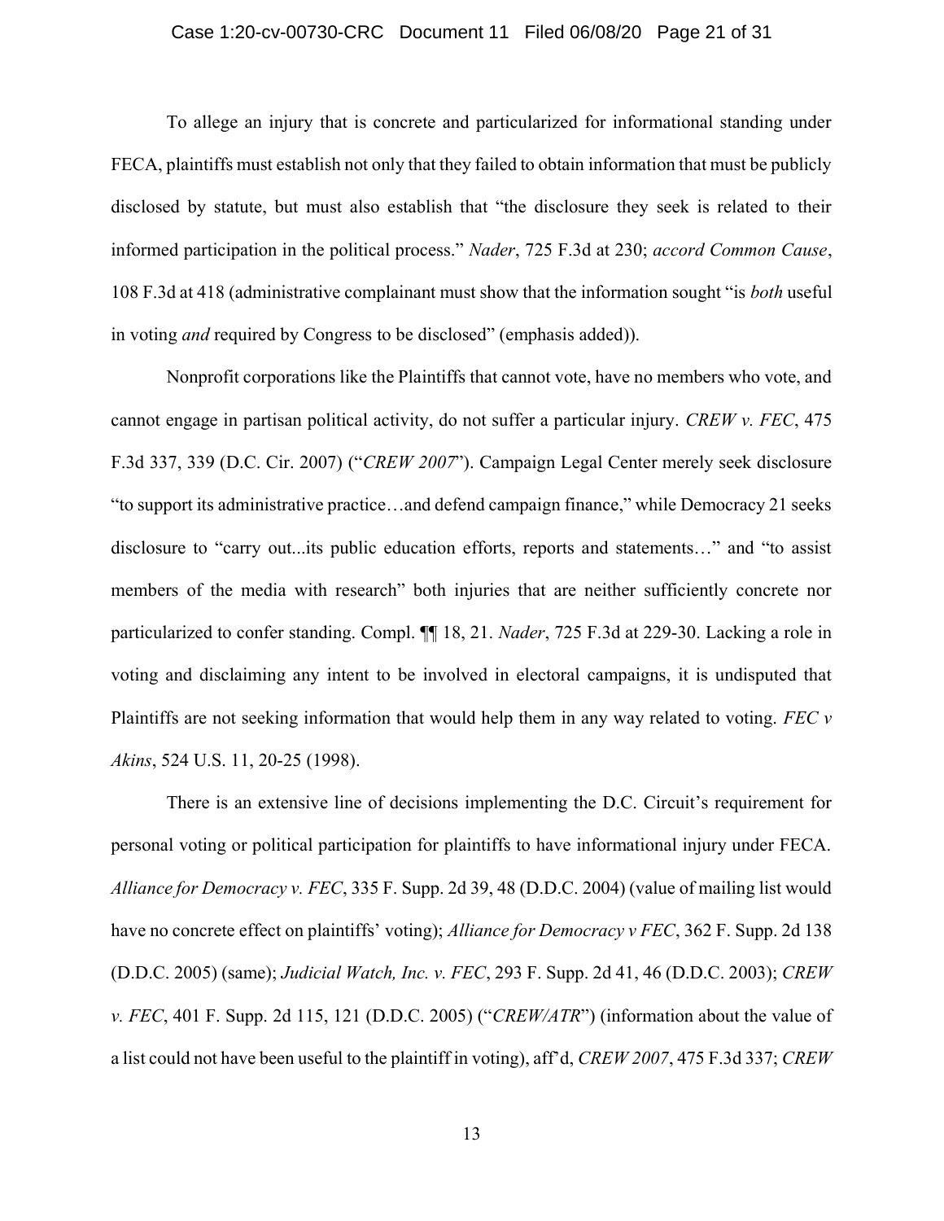To allege an injury that is concrete and particularized for informational standing under FECA, plaintiffs must establish not only that they failed to obtain information that must be publicly disclosed by statute, but must also establish that "the disclosure they seek is related to their informed participation in the political process." *Nader*, 725 F.3d at 230; *accord Common Cause*, 108 F.3d at 418 (administrative complainant must show that the information sought "is *both* useful in voting *and* required by Congress to be disclosed" (emphasis added)).

Nonprofit corporations like the Plaintiffs that cannot vote, have no members who vote, and cannot engage in partisan political activity, do not suffer a particular injury. *CREW v. FEC*, 475 F.3d 337, 339 (D.C. Cir. 2007) ("*CREW 2007*"). Campaign Legal Center merely seek disclosure "to support its administrative practice…and defend campaign finance," while Democracy 21 seeks disclosure to "carry out...its public education efforts, reports and statements…" and "to assist members of the media with research" both injuries that are neither sufficiently concrete nor particularized to confer standing. Compl. ¶¶ 18, 21. *Nader*, 725 F.3d at 229-30. Lacking a role in voting and disclaiming any intent to be involved in electoral campaigns, it is undisputed that Plaintiffs are not seeking information that would help them in any way related to voting. *FEC v Akins*, 524 U.S. 11, 20-25 (1998).

There is an extensive line of decisions implementing the D.C. Circuit's requirement for personal voting or political participation for plaintiffs to have informational injury under FECA. *Alliance for Democracy v. FEC*, 335 F. Supp. 2d 39, 48 (D.D.C. 2004) (value of mailing list would have no concrete effect on plaintiffs' voting); *Alliance for Democracy v FEC*, 362 F. Supp. 2d 138 (D.D.C. 2005) (same); *Judicial Watch, Inc. v. FEC*, 293 F. Supp. 2d 41, 46 (D.D.C. 2003); *CREW v. FEC*, 401 F. Supp. 2d 115, 121 (D.D.C. 2005) ("*CREW/ATR*") (information about the value of a list could not have been useful to the plaintiff in voting), aff'd, *CREW 2007*, 475 F.3d 337; *CREW*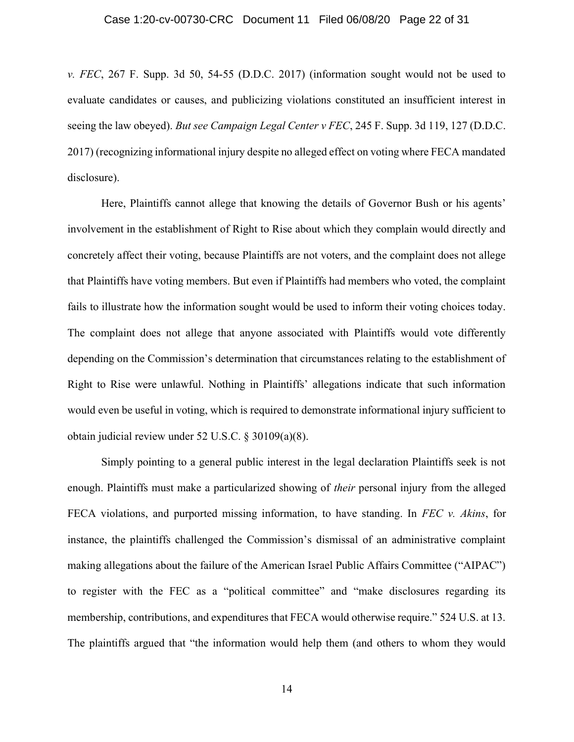*v. FEC*, 267 F. Supp. 3d 50, 54-55 (D.D.C. 2017) (information sought would not be used to evaluate candidates or causes, and publicizing violations constituted an insufficient interest in seeing the law obeyed). *But see Campaign Legal Center v FEC*, 245 F. Supp. 3d 119, 127 (D.D.C. 2017) (recognizing informational injury despite no alleged effect on voting where FECA mandated disclosure).

Here, Plaintiffs cannot allege that knowing the details of Governor Bush or his agents' involvement in the establishment of Right to Rise about which they complain would directly and concretely affect their voting, because Plaintiffs are not voters, and the complaint does not allege that Plaintiffs have voting members. But even if Plaintiffs had members who voted, the complaint fails to illustrate how the information sought would be used to inform their voting choices today. The complaint does not allege that anyone associated with Plaintiffs would vote differently depending on the Commission's determination that circumstances relating to the establishment of Right to Rise were unlawful. Nothing in Plaintiffs' allegations indicate that such information would even be useful in voting, which is required to demonstrate informational injury sufficient to obtain judicial review under 52 U.S.C. § 30109(a)(8).

Simply pointing to a general public interest in the legal declaration Plaintiffs seek is not enough. Plaintiffs must make a particularized showing of *their* personal injury from the alleged FECA violations, and purported missing information, to have standing. In *FEC v. Akins*, for instance, the plaintiffs challenged the Commission's dismissal of an administrative complaint making allegations about the failure of the American Israel Public Affairs Committee ("AIPAC") to register with the FEC as a "political committee" and "make disclosures regarding its membership, contributions, and expenditures that FECA would otherwise require." 524 U.S. at 13. The plaintiffs argued that "the information would help them (and others to whom they would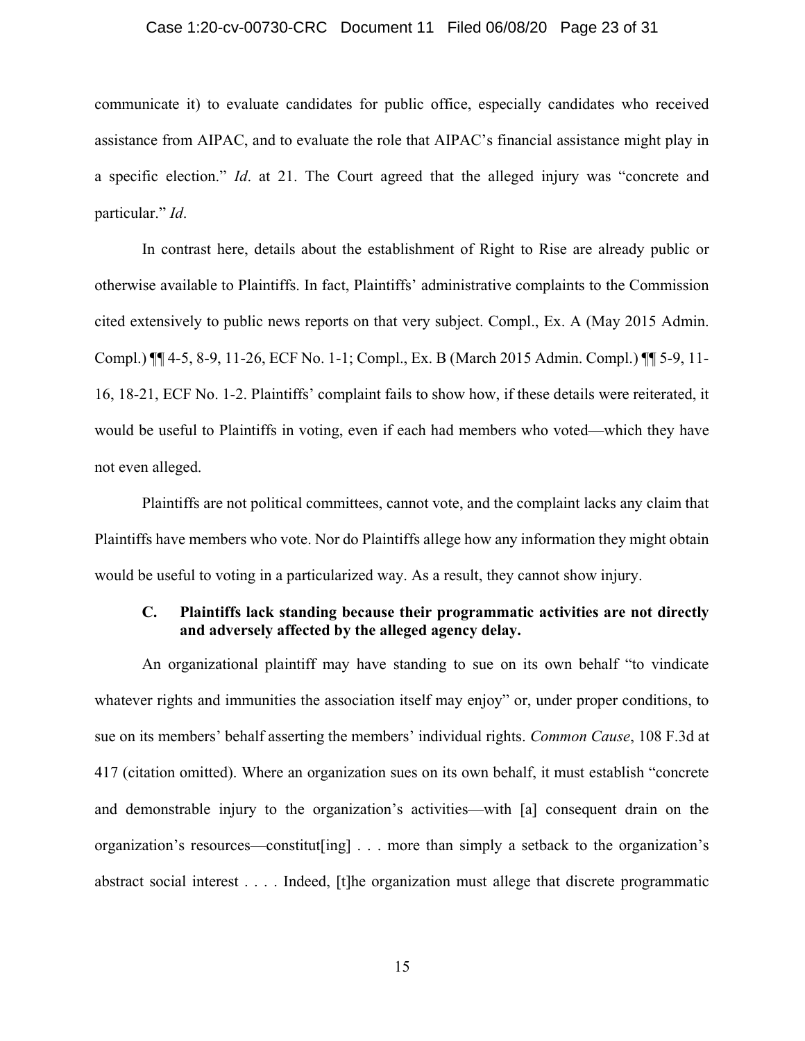communicate it) to evaluate candidates for public office, especially candidates who received assistance from AIPAC, and to evaluate the role that AIPAC's financial assistance might play in a specific election." *Id*. at 21. The Court agreed that the alleged injury was "concrete and particular." *Id*.

In contrast here, details about the establishment of Right to Rise are already public or otherwise available to Plaintiffs. In fact, Plaintiffs' administrative complaints to the Commission cited extensively to public news reports on that very subject. Compl., Ex. A (May 2015 Admin. Compl.) ¶¶ 4-5, 8-9, 11-26, ECF No. 1-1; Compl., Ex. B (March 2015 Admin. Compl.) ¶¶ 5-9, 11-16, 18-21, ECF No. 1-2. Plaintiffs' complaint fails to show how, if these details were reiterated, it would be useful to Plaintiffs in voting, even if each had members who voted—which they have not even alleged.

Plaintiffs are not political committees, cannot vote, and the complaint lacks any claim that Plaintiffs have members who vote. Nor do Plaintiffs allege how any information they might obtain would be useful to voting in a particularized way. As a result, they cannot show injury.

### C. Plaintiffs lack standing because their programmatic activities are not directly and adversely affected by the alleged agency delay.

An organizational plaintiff may have standing to sue on its own behalf "to vindicate whatever rights and immunities the association itself may enjoy" or, under proper conditions, to sue on its members' behalf asserting the members' individual rights. *Common Cause*, 108 F.3d at 417 (citation omitted). Where an organization sues on its own behalf, it must establish "concrete and demonstrable injury to the organization's activities—with [a] consequent drain on the organization's resources—constitut[ing] . . . more than simply a setback to the organization's abstract social interest . . . . Indeed, [t]he organization must allege that discrete programmatic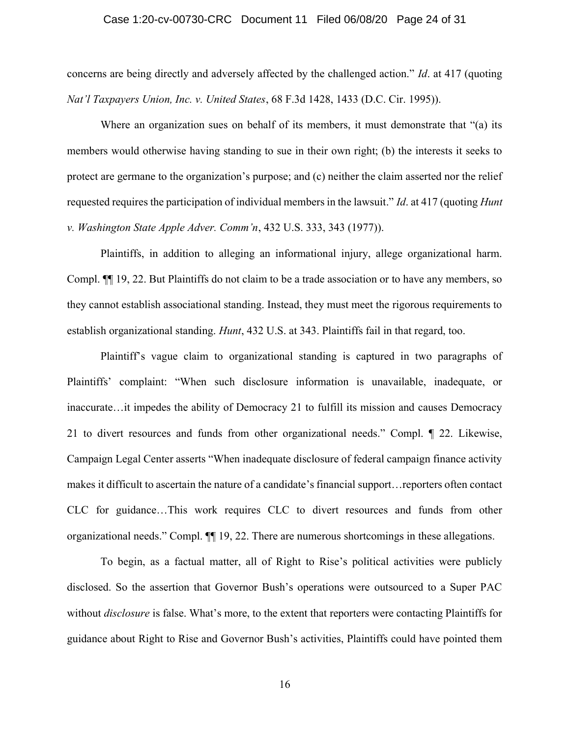concerns are being directly and adversely affected by the challenged action." *Id*. at 417 (quoting *Nat'l Taxpayers Union, Inc. v. United States*, 68 F.3d 1428, 1433 (D.C. Cir. 1995)).

Where an organization sues on behalf of its members, it must demonstrate that "(a) its members would otherwise having standing to sue in their own right; (b) the interests it seeks to protect are germane to the organization's purpose; and (c) neither the claim asserted nor the relief requested requires the participation of individual members in the lawsuit." *Id*. at 417 (quoting *Hunt v. Washington State Apple Adver. Comm'n*, 432 U.S. 333, 343 (1977)).

Plaintiffs, in addition to alleging an informational injury, allege organizational harm. Compl. ¶¶ 19, 22. But Plaintiffs do not claim to be a trade association or to have any members, so they cannot establish associational standing. Instead, they must meet the rigorous requirements to establish organizational standing. *Hunt*, 432 U.S. at 343. Plaintiffs fail in that regard, too.

Plaintiff's vague claim to organizational standing is captured in two paragraphs of Plaintiffs' complaint: "When such disclosure information is unavailable, inadequate, or inaccurate…it impedes the ability of Democracy 21 to fulfill its mission and causes Democracy 21 to divert resources and funds from other organizational needs." Compl. ¶ 22. Likewise, Campaign Legal Center asserts "When inadequate disclosure of federal campaign finance activity makes it difficult to ascertain the nature of a candidate's financial support…reporters often contact CLC for guidance…This work requires CLC to divert resources and funds from other organizational needs." Compl. ¶¶ 19, 22. There are numerous shortcomings in these allegations.

To begin, as a factual matter, all of Right to Rise's political activities were publicly disclosed. So the assertion that Governor Bush's operations were outsourced to a Super PAC without *disclosure* is false. What's more, to the extent that reporters were contacting Plaintiffs for guidance about Right to Rise and Governor Bush's activities, Plaintiffs could have pointed them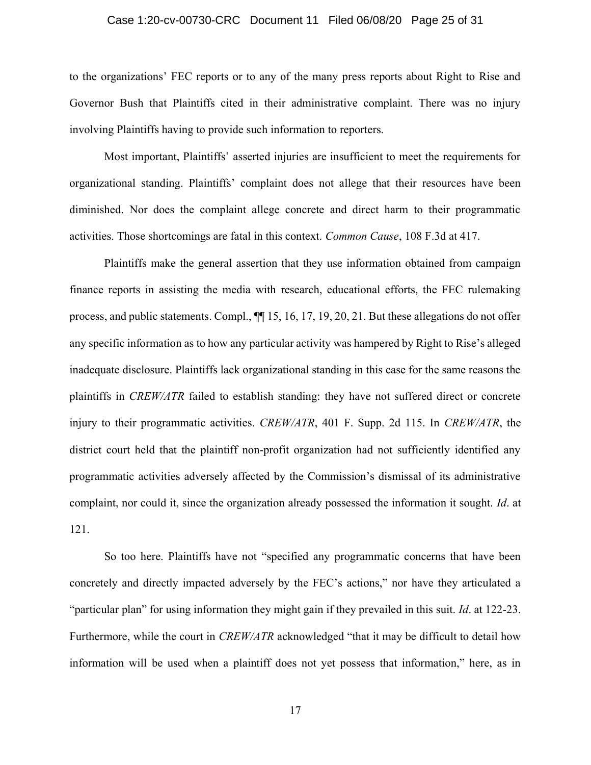to the organizations' FEC reports or to any of the many press reports about Right to Rise and Governor Bush that Plaintiffs cited in their administrative complaint. There was no injury involving Plaintiffs having to provide such information to reporters.

Most important, Plaintiffs' asserted injuries are insufficient to meet the requirements for organizational standing. Plaintiffs' complaint does not allege that their resources have been diminished. Nor does the complaint allege concrete and direct harm to their programmatic activities. Those shortcomings are fatal in this context. *Common Cause*, 108 F.3d at 417.

Plaintiffs make the general assertion that they use information obtained from campaign finance reports in assisting the media with research, educational efforts, the FEC rulemaking process, and public statements. Compl., ¶¶ 15, 16, 17, 19, 20, 21. But these allegations do not offer any specific information as to how any particular activity was hampered by Right to Rise's alleged inadequate disclosure. Plaintiffs lack organizational standing in this case for the same reasons the plaintiffs in *CREW/ATR* failed to establish standing: they have not suffered direct or concrete injury to their programmatic activities. *CREW/ATR*, 401 F. Supp. 2d 115. In *CREW/ATR*, the district court held that the plaintiff non-profit organization had not sufficiently identified any programmatic activities adversely affected by the Commission's dismissal of its administrative complaint, nor could it, since the organization already possessed the information it sought. *Id*. at 121.

So too here. Plaintiffs have not "specified any programmatic concerns that have been concretely and directly impacted adversely by the FEC's actions," nor have they articulated a "particular plan" for using information they might gain if they prevailed in this suit. *Id*. at 122-23. Furthermore, while the court in *CREW/ATR* acknowledged "that it may be difficult to detail how information will be used when a plaintiff does not yet possess that information," here, as in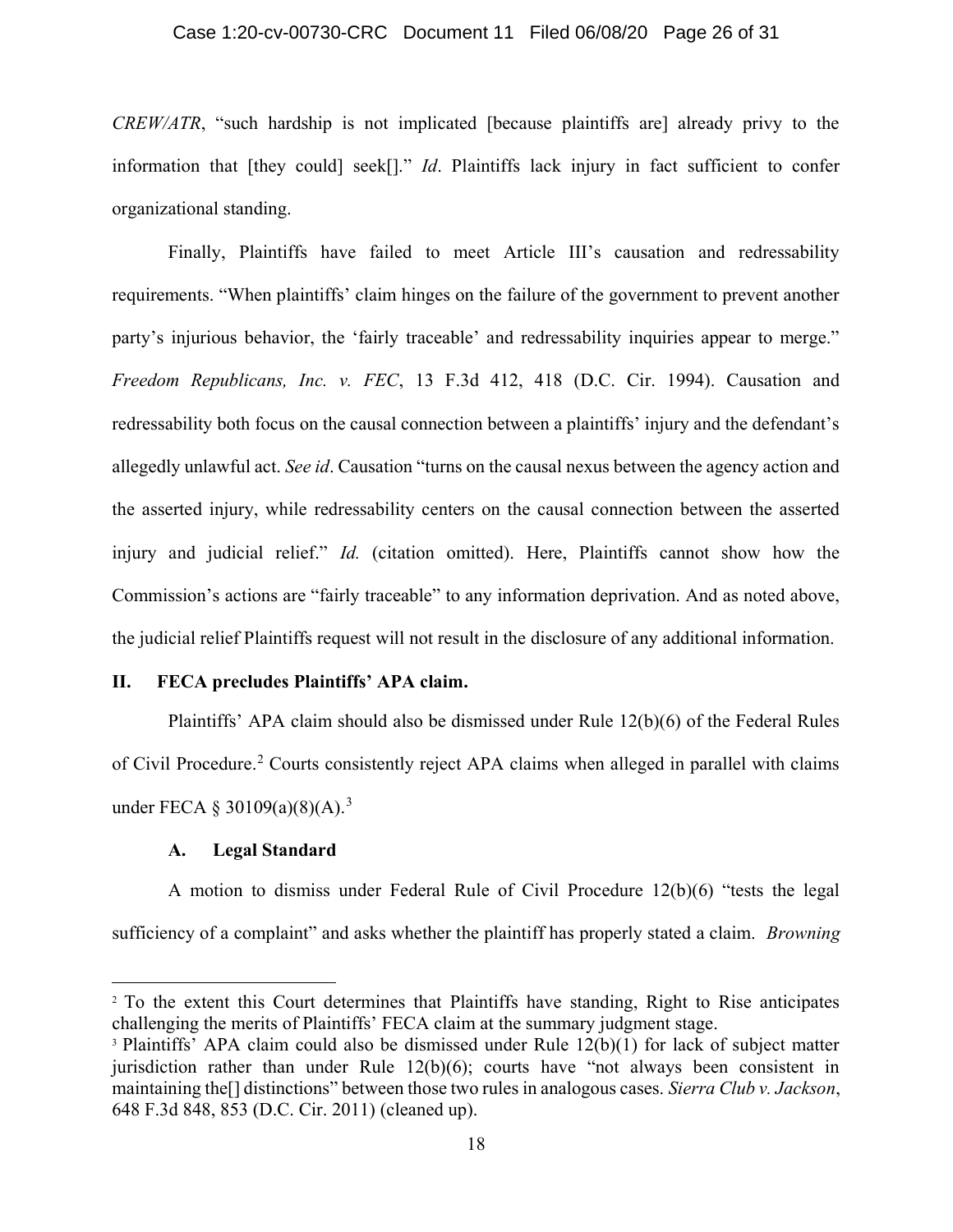*CREW/ATR*, "such hardship is not implicated [because plaintiffs are] already privy to the information that [they could] seek[]." *Id*. Plaintiffs lack injury in fact sufficient to confer organizational standing.

Finally, Plaintiffs have failed to meet Article III's causation and redressability requirements. "When plaintiffs' claim hinges on the failure of the government to prevent another party's injurious behavior, the 'fairly traceable' and redressability inquiries appear to merge." *Freedom Republicans, Inc. v. FEC*, 13 F.3d 412, 418 (D.C. Cir. 1994). Causation and redressability both focus on the causal connection between a plaintiffs' injury and the defendant's allegedly unlawful act. *See id*. Causation "turns on the causal nexus between the agency action and the asserted injury, while redressability centers on the causal connection between the asserted injury and judicial relief." *Id.* (citation omitted). Here, Plaintiffs cannot show how the Commission's actions are "fairly traceable" to any information deprivation. And as noted above, the judicial relief Plaintiffs request will not result in the disclosure of any additional information.

## II. FECA precludes Plaintiffs' APA claim.

Plaintiffs' APA claim should also be dismissed under Rule 12(b)(6) of the Federal Rules of Civil Procedure.[2] Courts consistently reject APA claims when alleged in parallel with claims under FECA § 30109(a)(8)(A).[3]

### A. Legal Standard

A motion to dismiss under Federal Rule of Civil Procedure 12(b)(6) "tests the legal sufficiency of a complaint" and asks whether the plaintiff has properly stated a claim. *Browning*

---

[2] To the extent this Court determines that Plaintiffs have standing, Right to Rise anticipates challenging the merits of Plaintiffs' FECA claim at the summary judgment stage.

[3] Plaintiffs' APA claim could also be dismissed under Rule 12(b)(1) for lack of subject matter jurisdiction rather than under Rule 12(b)(6); courts have "not always been consistent in maintaining the[] distinctions" between those two rules in analogous cases. *Sierra Club v. Jackson*, 648 F.3d 848, 853 (D.C. Cir. 2011) (cleaned up).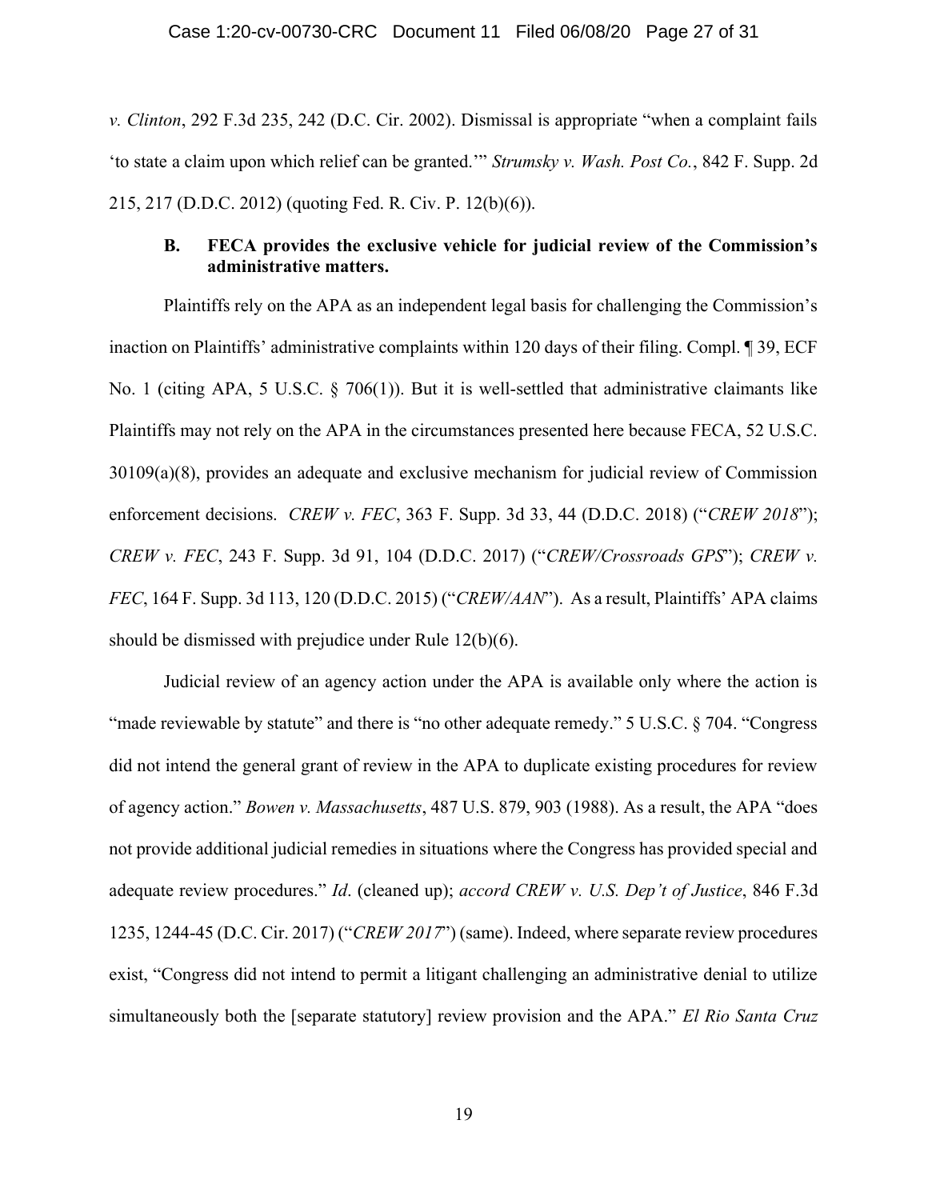*v. Clinton*, 292 F.3d 235, 242 (D.C. Cir. 2002). Dismissal is appropriate "when a complaint fails 'to state a claim upon which relief can be granted.'" *Strumsky v. Wash. Post Co.*, 842 F. Supp. 2d 215, 217 (D.D.C. 2012) (quoting Fed. R. Civ. P. 12(b)(6)).

### B. FECA provides the exclusive vehicle for judicial review of the Commission's administrative matters.

Plaintiffs rely on the APA as an independent legal basis for challenging the Commission's inaction on Plaintiffs' administrative complaints within 120 days of their filing. Compl. ¶ 39, ECF No. 1 (citing APA, 5 U.S.C. § 706(1)). But it is well-settled that administrative claimants like Plaintiffs may not rely on the APA in the circumstances presented here because FECA, 52 U.S.C. 30109(a)(8), provides an adequate and exclusive mechanism for judicial review of Commission enforcement decisions. *CREW v. FEC*, 363 F. Supp. 3d 33, 44 (D.D.C. 2018) ("*CREW 2018*"); *CREW v. FEC*, 243 F. Supp. 3d 91, 104 (D.D.C. 2017) ("*CREW/Crossroads GPS*"); *CREW v. FEC*, 164 F. Supp. 3d 113, 120 (D.D.C. 2015) ("*CREW/AAN*"). As a result, Plaintiffs' APA claims should be dismissed with prejudice under Rule 12(b)(6).

Judicial review of an agency action under the APA is available only where the action is "made reviewable by statute" and there is "no other adequate remedy." 5 U.S.C. § 704. "Congress did not intend the general grant of review in the APA to duplicate existing procedures for review of agency action." *Bowen v. Massachusetts*, 487 U.S. 879, 903 (1988). As a result, the APA "does not provide additional judicial remedies in situations where the Congress has provided special and adequate review procedures." *Id*. (cleaned up); *accord CREW v. U.S. Dep't of Justice*, 846 F.3d 1235, 1244-45 (D.C. Cir. 2017) ("*CREW 2017*") (same). Indeed, where separate review procedures exist, "Congress did not intend to permit a litigant challenging an administrative denial to utilize simultaneously both the [separate statutory] review provision and the APA." *El Rio Santa Cruz*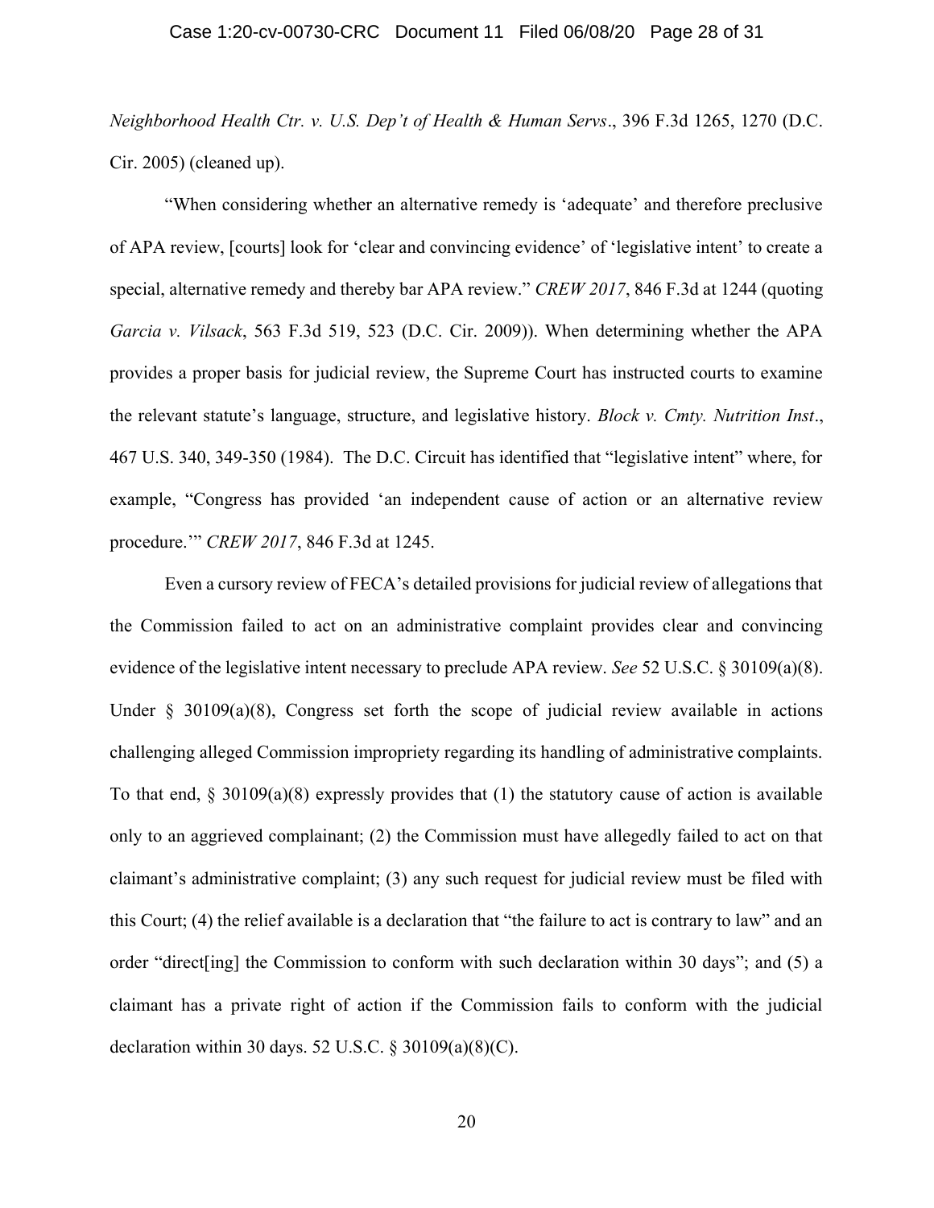*Neighborhood Health Ctr. v. U.S. Dep't of Health & Human Servs*., 396 F.3d 1265, 1270 (D.C. Cir. 2005) (cleaned up).

"When considering whether an alternative remedy is 'adequate' and therefore preclusive of APA review, [courts] look for 'clear and convincing evidence' of 'legislative intent' to create a special, alternative remedy and thereby bar APA review." *CREW 2017*, 846 F.3d at 1244 (quoting *Garcia v. Vilsack*, 563 F.3d 519, 523 (D.C. Cir. 2009)). When determining whether the APA provides a proper basis for judicial review, the Supreme Court has instructed courts to examine the relevant statute's language, structure, and legislative history. *Block v. Cmty. Nutrition Inst*., 467 U.S. 340, 349-350 (1984). The D.C. Circuit has identified that "legislative intent" where, for example, "Congress has provided 'an independent cause of action or an alternative review procedure.'" *CREW 2017*, 846 F.3d at 1245.

Even a cursory review of FECA's detailed provisions for judicial review of allegations that the Commission failed to act on an administrative complaint provides clear and convincing evidence of the legislative intent necessary to preclude APA review. *See* 52 U.S.C. § 30109(a)(8). Under § 30109(a)(8), Congress set forth the scope of judicial review available in actions challenging alleged Commission impropriety regarding its handling of administrative complaints. To that end, § 30109(a)(8) expressly provides that (1) the statutory cause of action is available only to an aggrieved complainant; (2) the Commission must have allegedly failed to act on that claimant's administrative complaint; (3) any such request for judicial review must be filed with this Court; (4) the relief available is a declaration that "the failure to act is contrary to law" and an order "direct[ing] the Commission to conform with such declaration within 30 days"; and (5) a claimant has a private right of action if the Commission fails to conform with the judicial declaration within 30 days. 52 U.S.C. § 30109(a)(8)(C).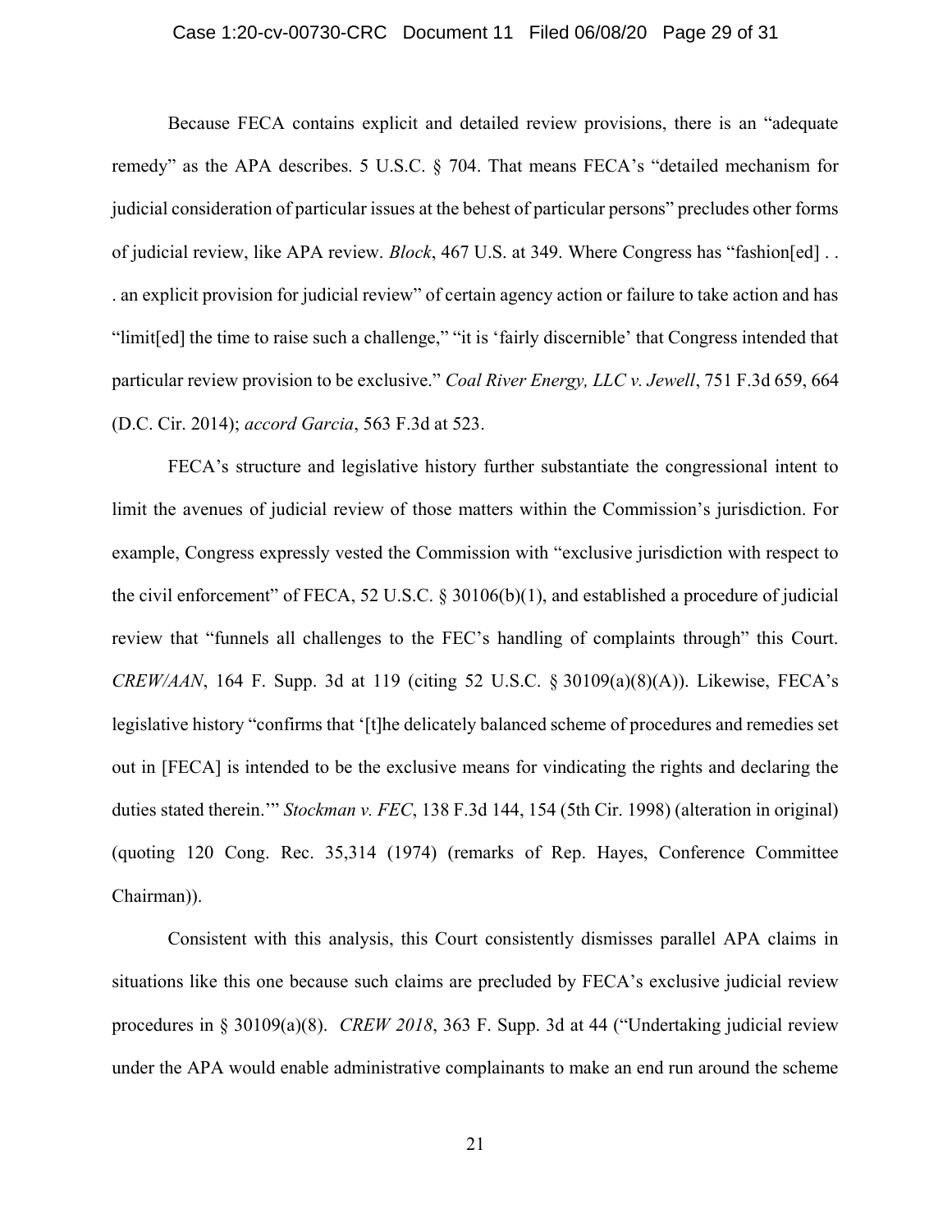Because FECA contains explicit and detailed review provisions, there is an "adequate remedy" as the APA describes. 5 U.S.C. § 704. That means FECA's "detailed mechanism for judicial consideration of particular issues at the behest of particular persons" precludes other forms of judicial review, like APA review. *Block*, 467 U.S. at 349. Where Congress has "fashion[ed] . . . an explicit provision for judicial review" of certain agency action or failure to take action and has "limit[ed] the time to raise such a challenge," "it is 'fairly discernible' that Congress intended that particular review provision to be exclusive." *Coal River Energy, LLC v. Jewell*, 751 F.3d 659, 664 (D.C. Cir. 2014); *accord Garcia*, 563 F.3d at 523.

FECA's structure and legislative history further substantiate the congressional intent to limit the avenues of judicial review of those matters within the Commission's jurisdiction. For example, Congress expressly vested the Commission with "exclusive jurisdiction with respect to the civil enforcement" of FECA, 52 U.S.C. § 30106(b)(1), and established a procedure of judicial review that "funnels all challenges to the FEC's handling of complaints through" this Court. *CREW/AAN*, 164 F. Supp. 3d at 119 (citing 52 U.S.C. § 30109(a)(8)(A)). Likewise, FECA's legislative history "confirms that '[t]he delicately balanced scheme of procedures and remedies set out in [FECA] is intended to be the exclusive means for vindicating the rights and declaring the duties stated therein.'" *Stockman v. FEC*, 138 F.3d 144, 154 (5th Cir. 1998) (alteration in original) (quoting 120 Cong. Rec. 35,314 (1974) (remarks of Rep. Hayes, Conference Committee Chairman)).

Consistent with this analysis, this Court consistently dismisses parallel APA claims in situations like this one because such claims are precluded by FECA's exclusive judicial review procedures in § 30109(a)(8). *CREW 2018*, 363 F. Supp. 3d at 44 ("Undertaking judicial review under the APA would enable administrative complainants to make an end run around the scheme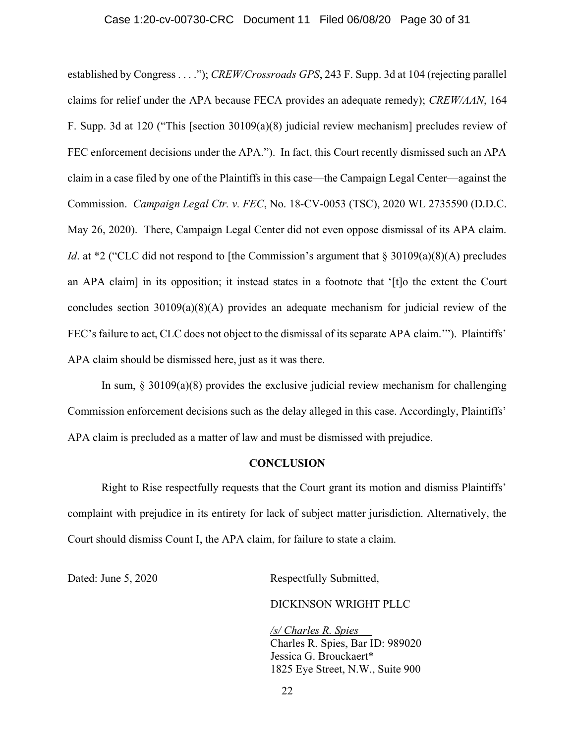established by Congress . . . ."); *CREW/Crossroads GPS*, 243 F. Supp. 3d at 104 (rejecting parallel claims for relief under the APA because FECA provides an adequate remedy); *CREW/AAN*, 164 F. Supp. 3d at 120 ("This [section 30109(a)(8) judicial review mechanism] precludes review of FEC enforcement decisions under the APA."). In fact, this Court recently dismissed such an APA claim in a case filed by one of the Plaintiffs in this case—the Campaign Legal Center—against the Commission. *Campaign Legal Ctr. v. FEC*, No. 18-CV-0053 (TSC), 2020 WL 2735590 (D.D.C. May 26, 2020). There, Campaign Legal Center did not even oppose dismissal of its APA claim. *Id*. at *2 ("CLC did not respond to [the Commission's argument that § 30109(a)(8)(A) precludes an APA claim] in its opposition; it instead states in a footnote that '[t]o the extent the Court concludes section 30109(a)(8)(A) provides an adequate mechanism for judicial review of the FEC's failure to act, CLC does not object to the dismissal of its separate APA claim.'"). Plaintiffs' APA claim should be dismissed here, just as it was there.

In sum, § 30109(a)(8) provides the exclusive judicial review mechanism for challenging Commission enforcement decisions such as the delay alleged in this case. Accordingly, Plaintiffs' APA claim is precluded as a matter of law and must be dismissed with prejudice.

## CONCLUSION

Right to Rise respectfully requests that the Court grant its motion and dismiss Plaintiffs' complaint with prejudice in its entirety for lack of subject matter jurisdiction. Alternatively, the Court should dismiss Count I, the APA claim, for failure to state a claim.

Dated: June 5, 2020

Respectfully Submitted,

DICKINSON WRIGHT PLLC

*/s/ Charles R. Spies*
Charles R. Spies, Bar ID: 989020
Jessica G. Brouckaert*
1825 Eye Street, N.W., Suite 900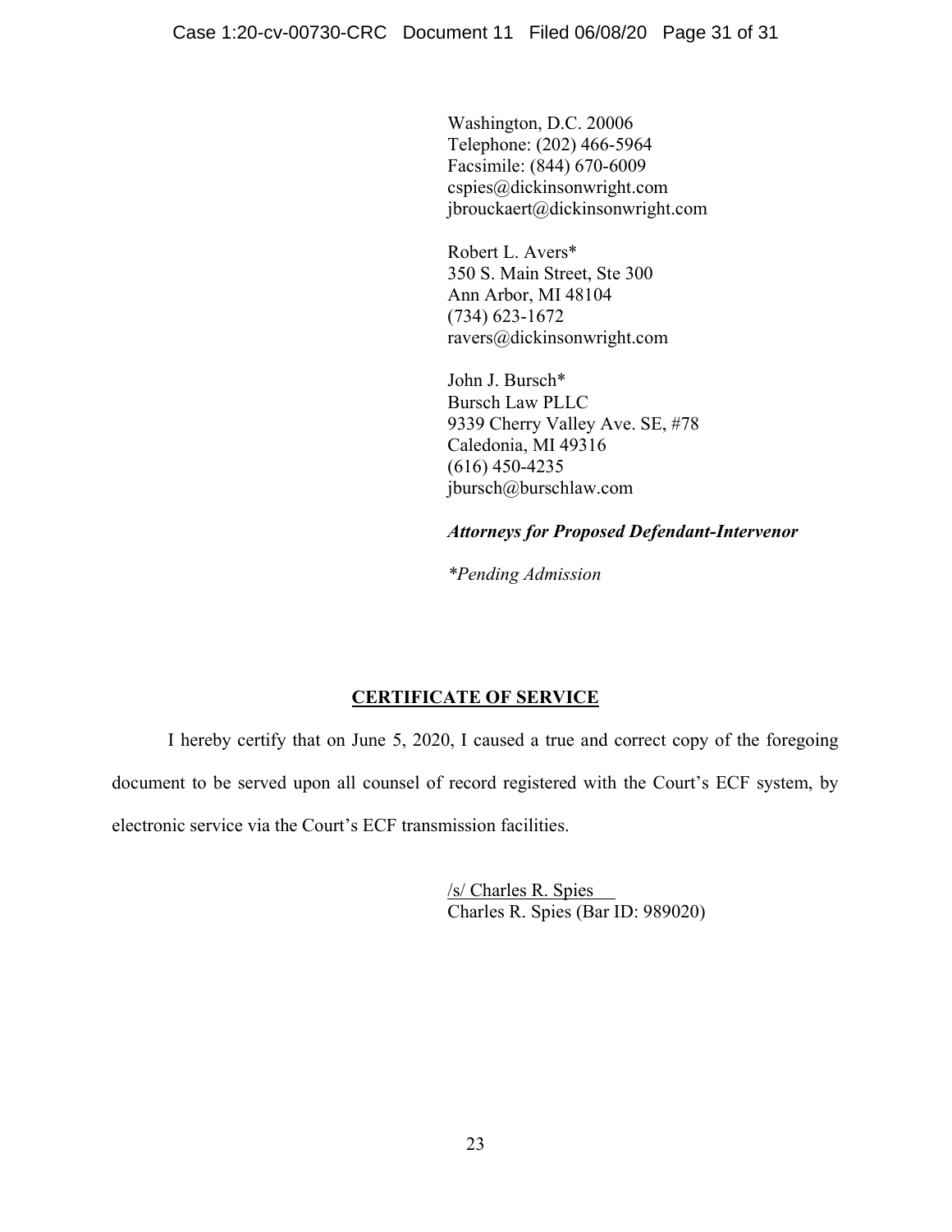Washington, D.C. 20006
Telephone: (202) 466-5964
Facsimile: (844) 670-6009
cspies@dickinsonwright.com
jbrouckaert@dickinsonwright.com

Robert L. Avers*
350 S. Main Street, Ste 300
Ann Arbor, MI 48104
(734) 623-1672
ravers@dickinsonwright.com

John J. Bursch*
Bursch Law PLLC
9339 Cherry Valley Ave. SE, #78
Caledonia, MI 49316
(616) 450-4235
jbursch@burschlaw.com

***Attorneys for Proposed Defendant-Intervenor***

*\*Pending Admission*

## CERTIFICATE OF SERVICE

I hereby certify that on June 5, 2020, I caused a true and correct copy of the foregoing document to be served upon all counsel of record registered with the Court's ECF system, by electronic service via the Court's ECF transmission facilities.

/s/ Charles R. Spies
Charles R. Spies (Bar ID: 989020)